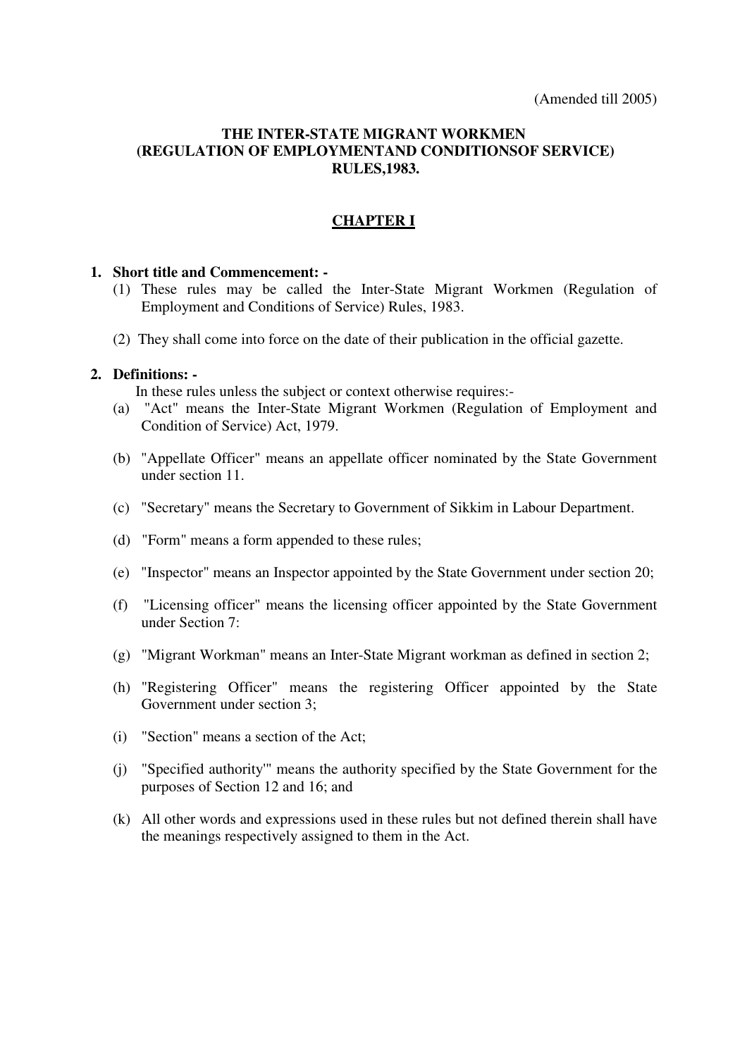(Amended till 2005)

# THE INTER-STATE MIGRANT WORKMEN (REGULATION OF EMPLOYMENTAND CONDITIONSOF SERVICE) RULES,1983.

## CHAPTER I

**1. Short title and Commencement: -**

(1) These rules may be called the Inter-State Migrant Workmen (Regulation of Employment and Conditions of Service) Rules, 1983.

(2) They shall come into force on the date of their publication in the official gazette.

**2. Definitions: -**

In these rules unless the subject or context otherwise requires:-

(a) "Act" means the Inter-State Migrant Workmen (Regulation of Employment and Condition of Service) Act, 1979.

(b) "Appellate Officer" means an appellate officer nominated by the State Government under section 11.

(c) "Secretary" means the Secretary to Government of Sikkim in Labour Department.

(d) "Form" means a form appended to these rules;

(e) "Inspector" means an Inspector appointed by the State Government under section 20;

(f) "Licensing officer" means the licensing officer appointed by the State Government under Section 7:

(g) "Migrant Workman" means an Inter-State Migrant workman as defined in section 2;

(h) "Registering Officer" means the registering Officer appointed by the State Government under section 3;

(i) "Section" means a section of the Act;

(j) "Specified authority'" means the authority specified by the State Government for the purposes of Section 12 and 16; and

(k) All other words and expressions used in these rules but not defined therein shall have the meanings respectively assigned to them in the Act.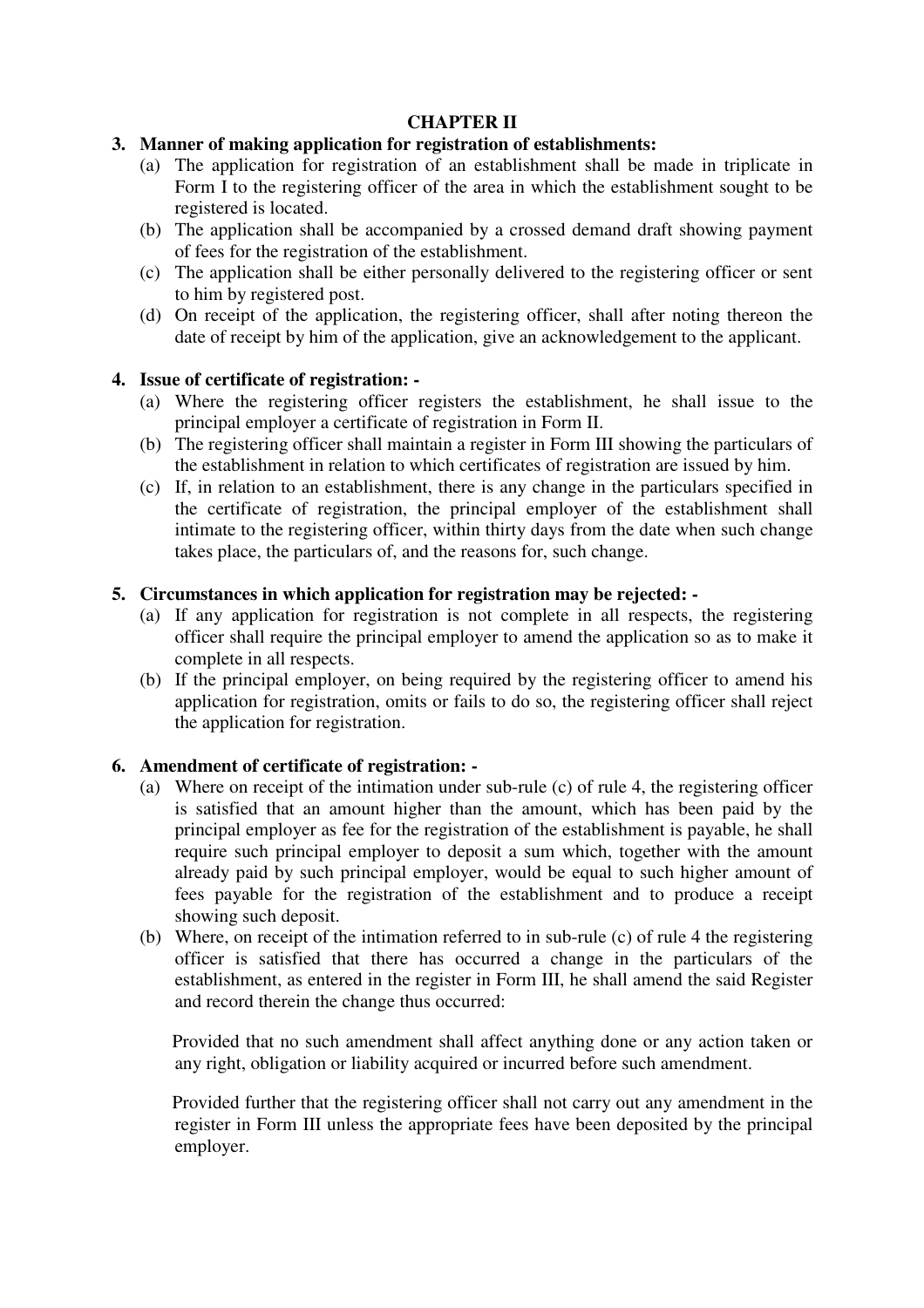## CHAPTER II

**3. Manner of making application for registration of establishments:**

(a) The application for registration of an establishment shall be made in triplicate in Form I to the registering officer of the area in which the establishment sought to be registered is located.

(b) The application shall be accompanied by a crossed demand draft showing payment of fees for the registration of the establishment.

(c) The application shall be either personally delivered to the registering officer or sent to him by registered post.

(d) On receipt of the application, the registering officer, shall after noting thereon the date of receipt by him of the application, give an acknowledgement to the applicant.

**4. Issue of certificate of registration: -**

(a) Where the registering officer registers the establishment, he shall issue to the principal employer a certificate of registration in Form II.

(b) The registering officer shall maintain a register in Form III showing the particulars of the establishment in relation to which certificates of registration are issued by him.

(c) If, in relation to an establishment, there is any change in the particulars specified in the certificate of registration, the principal employer of the establishment shall intimate to the registering officer, within thirty days from the date when such change takes place, the particulars of, and the reasons for, such change.

**5. Circumstances in which application for registration may be rejected: -**

(a) If any application for registration is not complete in all respects, the registering officer shall require the principal employer to amend the application so as to make it complete in all respects.

(b) If the principal employer, on being required by the registering officer to amend his application for registration, omits or fails to do so, the registering officer shall reject the application for registration.

**6. Amendment of certificate of registration: -**

(a) Where on receipt of the intimation under sub-rule (c) of rule 4, the registering officer is satisfied that an amount higher than the amount, which has been paid by the principal employer as fee for the registration of the establishment is payable, he shall require such principal employer to deposit a sum which, together with the amount already paid by such principal employer, would be equal to such higher amount of fees payable for the registration of the establishment and to produce a receipt showing such deposit.

(b) Where, on receipt of the intimation referred to in sub-rule (c) of rule 4 the registering officer is satisfied that there has occurred a change in the particulars of the establishment, as entered in the register in Form III, he shall amend the said Register and record therein the change thus occurred:

Provided that no such amendment shall affect anything done or any action taken or any right, obligation or liability acquired or incurred before such amendment.

Provided further that the registering officer shall not carry out any amendment in the register in Form III unless the appropriate fees have been deposited by the principal employer.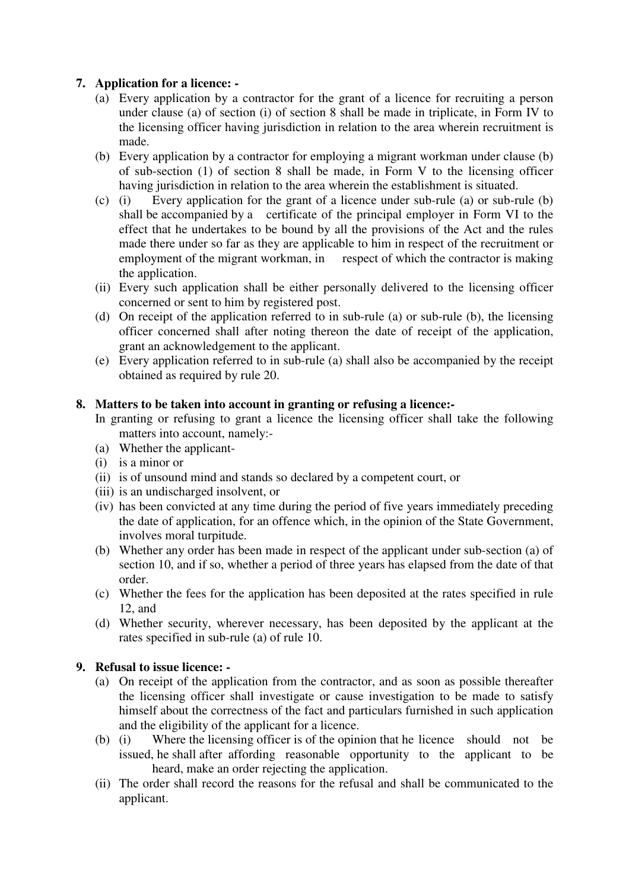**7. Application for a licence: -**

(a) Every application by a contractor for the grant of a licence for recruiting a person under clause (a) of section (i) of section 8 shall be made in triplicate, in Form IV to the licensing officer having jurisdiction in relation to the area wherein recruitment is made.

(b) Every application by a contractor for employing a migrant workman under clause (b) of sub-section (1) of section 8 shall be made, in Form V to the licensing officer having jurisdiction in relation to the area wherein the establishment is situated.

(c) (i) Every application for the grant of a licence under sub-rule (a) or sub-rule (b) shall be accompanied by a certificate of the principal employer in Form VI to the effect that he undertakes to be bound by all the provisions of the Act and the rules made there under so far as they are applicable to him in respect of the recruitment or employment of the migrant workman, in respect of which the contractor is making the application.

(ii) Every such application shall be either personally delivered to the licensing officer concerned or sent to him by registered post.

(d) On receipt of the application referred to in sub-rule (a) or sub-rule (b), the licensing officer concerned shall after noting thereon the date of receipt of the application, grant an acknowledgement to the applicant.

(e) Every application referred to in sub-rule (a) shall also be accompanied by the receipt obtained as required by rule 20.

**8. Matters to be taken into account in granting or refusing a licence:-**

In granting or refusing to grant a licence the licensing officer shall take the following matters into account, namely:-

(a) Whether the applicant-

(i) is a minor or

(ii) is of unsound mind and stands so declared by a competent court, or

(iii) is an undischarged insolvent, or

(iv) has been convicted at any time during the period of five years immediately preceding the date of application, for an offence which, in the opinion of the State Government, involves moral turpitude.

(b) Whether any order has been made in respect of the applicant under sub-section (a) of section 10, and if so, whether a period of three years has elapsed from the date of that order.

(c) Whether the fees for the application has been deposited at the rates specified in rule 12, and

(d) Whether security, wherever necessary, has been deposited by the applicant at the rates specified in sub-rule (a) of rule 10.

**9. Refusal to issue licence: -**

(a) On receipt of the application from the contractor, and as soon as possible thereafter the licensing officer shall investigate or cause investigation to be made to satisfy himself about the correctness of the fact and particulars furnished in such application and the eligibility of the applicant for a licence.

(b) (i) Where the licensing officer is of the opinion that he licence should not be issued, he shall after affording reasonable opportunity to the applicant to be heard, make an order rejecting the application.

(ii) The order shall record the reasons for the refusal and shall be communicated to the applicant.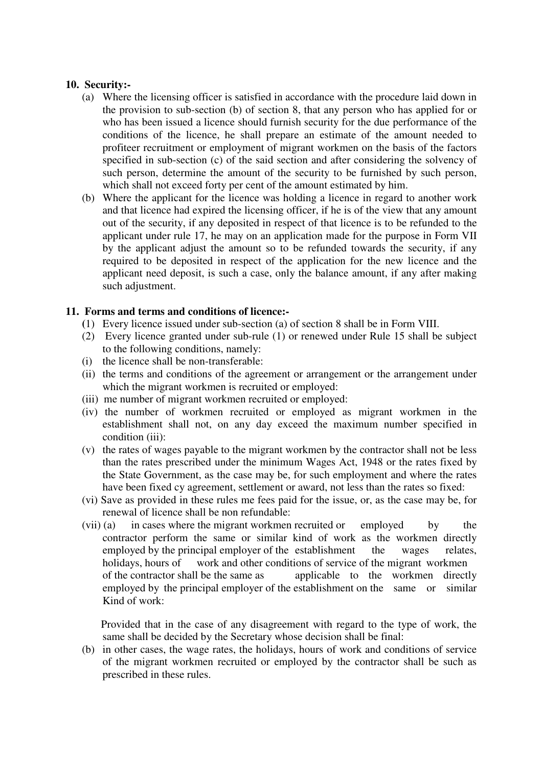**10. Security:-**

(a) Where the licensing officer is satisfied in accordance with the procedure laid down in the provision to sub-section (b) of section 8, that any person who has applied for or who has been issued a licence should furnish security for the due performance of the conditions of the licence, he shall prepare an estimate of the amount needed to profiteer recruitment or employment of migrant workmen on the basis of the factors specified in sub-section (c) of the said section and after considering the solvency of such person, determine the amount of the security to be furnished by such person, which shall not exceed forty per cent of the amount estimated by him.

(b) Where the applicant for the licence was holding a licence in regard to another work and that licence had expired the licensing officer, if he is of the view that any amount out of the security, if any deposited in respect of that licence is to be refunded to the applicant under rule 17, he may on an application made for the purpose in Form VII by the applicant adjust the amount so to be refunded towards the security, if any required to be deposited in respect of the application for the new licence and the applicant need deposit, is such a case, only the balance amount, if any after making such adjustment.

**11. Forms and terms and conditions of licence:-**

(1) Every licence issued under sub-section (a) of section 8 shall be in Form VIII.

(2) Every licence granted under sub-rule (1) or renewed under Rule 15 shall be subject to the following conditions, namely:

(i) the licence shall be non-transferable:

(ii) the terms and conditions of the agreement or arrangement or the arrangement under which the migrant workmen is recruited or employed:

(iii) me number of migrant workmen recruited or employed:

(iv) the number of workmen recruited or employed as migrant workmen in the establishment shall not, on any day exceed the maximum number specified in condition (iii):

(v) the rates of wages payable to the migrant workmen by the contractor shall not be less than the rates prescribed under the minimum Wages Act, 1948 or the rates fixed by the State Government, as the case may be, for such employment and where the rates have been fixed cy agreement, settlement or award, not less than the rates so fixed:

(vi) Save as provided in these rules me fees paid for the issue, or, as the case may be, for renewal of licence shall be non refundable:

(vii) (a) in cases where the migrant workmen recruited or employed by the contractor perform the same or similar kind of work as the workmen directly employed by the principal employer of the establishment the wages relates, holidays, hours of work and other conditions of service of the migrant workmen of the contractor shall be the same as applicable to the workmen directly employed by the principal employer of the establishment on the same or similar Kind of work:

Provided that in the case of any disagreement with regard to the type of work, the same shall be decided by the Secretary whose decision shall be final:

(b) in other cases, the wage rates, the holidays, hours of work and conditions of service of the migrant workmen recruited or employed by the contractor shall be such as prescribed in these rules.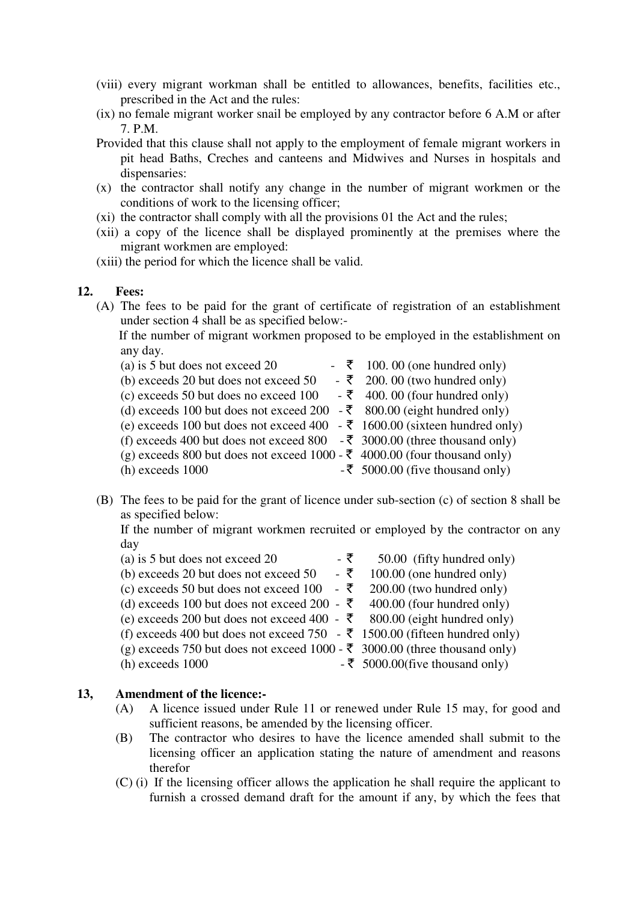(viii) every migrant workman shall be entitled to allowances, benefits, facilities etc., prescribed in the Act and the rules:

(ix) no female migrant worker snail be employed by any contractor before 6 A.M or after 7. P.M.

Provided that this clause shall not apply to the employment of female migrant workers in pit head Baths, Creches and canteens and Midwives and Nurses in hospitals and dispensaries:

(x) the contractor shall notify any change in the number of migrant workmen or the conditions of work to the licensing officer;

(xi) the contractor shall comply with all the provisions 01 the Act and the rules;

(xii) a copy of the licence shall be displayed prominently at the premises where the migrant workmen are employed:

(xiii) the period for which the licence shall be valid.

**12. Fees:**

(A) The fees to be paid for the grant of certificate of registration of an establishment under section 4 shall be as specified below:-

If the number of migrant workmen proposed to be employed in the establishment on any day.

(a) is 5 but does not exceed 20 - ₹ 100. 00 (one hundred only)
(b) exceeds 20 but does not exceed 50 - ₹ 200. 00 (two hundred only)
(c) exceeds 50 but does no exceed 100 - ₹ 400. 00 (four hundred only)
(d) exceeds 100 but does not exceed 200 - ₹ 800.00 (eight hundred only)
(e) exceeds 100 but does not exceed 400 - ₹ 1600.00 (sixteen hundred only)
(f) exceeds 400 but does not exceed 800 - ₹ 3000.00 (three thousand only)
(g) exceeds 800 but does not exceed 1000 - ₹ 4000.00 (four thousand only)
(h) exceeds 1000 -₹ 5000.00 (five thousand only)

(B) The fees to be paid for the grant of licence under sub-section (c) of section 8 shall be as specified below:

If the number of migrant workmen recruited or employed by the contractor on any day

(a) is 5 but does not exceed 20 - ₹ 50.00 (fifty hundred only)
(b) exceeds 20 but does not exceed 50 - ₹ 100.00 (one hundred only)
(c) exceeds 50 but does not exceed 100 - ₹ 200.00 (two hundred only)
(d) exceeds 100 but does not exceed 200 - ₹ 400.00 (four hundred only)
(e) exceeds 200 but does not exceed 400 - ₹ 800.00 (eight hundred only)
(f) exceeds 400 but does not exceed 750 - ₹ 1500.00 (fifteen hundred only)
(g) exceeds 750 but does not exceed 1000 - ₹ 3000.00 (three thousand only)
(h) exceeds 1000 - ₹ 5000.00(five thousand only)

**13, Amendment of the licence:-**

(A) A licence issued under Rule 11 or renewed under Rule 15 may, for good and sufficient reasons, be amended by the licensing officer.

(B) The contractor who desires to have the licence amended shall submit to the licensing officer an application stating the nature of amendment and reasons therefor

(C) (i) If the licensing officer allows the application he shall require the applicant to furnish a crossed demand draft for the amount if any, by which the fees that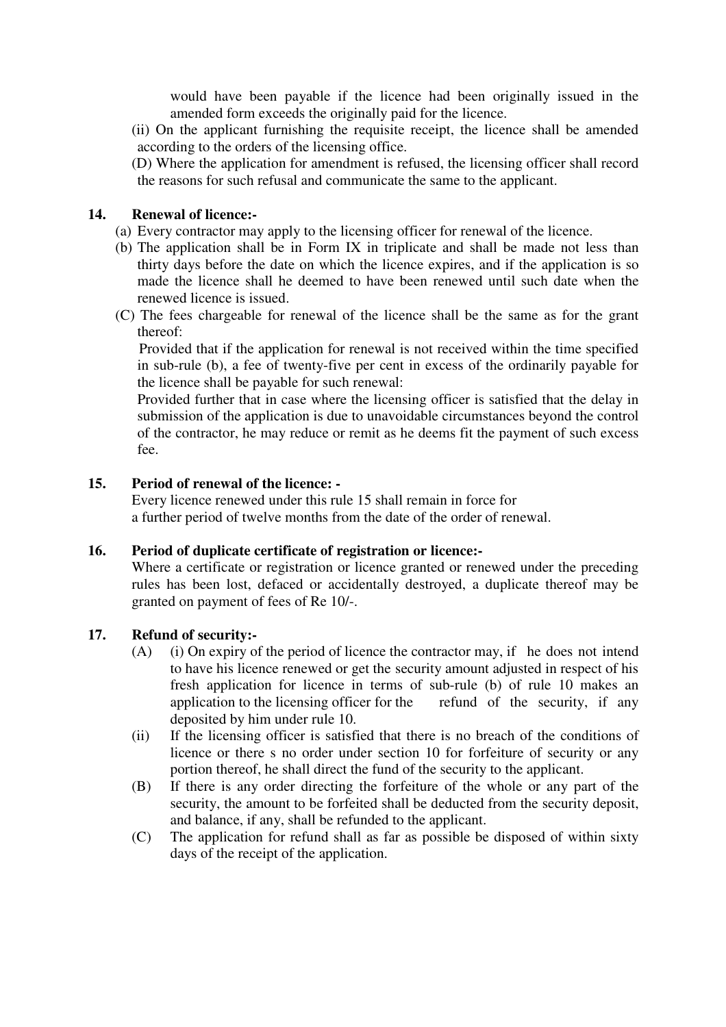would have been payable if the licence had been originally issued in the amended form exceeds the originally paid for the licence.

(ii) On the applicant furnishing the requisite receipt, the licence shall be amended according to the orders of the licensing office.

(D) Where the application for amendment is refused, the licensing officer shall record the reasons for such refusal and communicate the same to the applicant.

**14. Renewal of licence:-**

(a) Every contractor may apply to the licensing officer for renewal of the licence.

(b) The application shall be in Form IX in triplicate and shall be made not less than thirty days before the date on which the licence expires, and if the application is so made the licence shall he deemed to have been renewed until such date when the renewed licence is issued.

(C) The fees chargeable for renewal of the licence shall be the same as for the grant thereof:

Provided that if the application for renewal is not received within the time specified in sub-rule (b), a fee of twenty-five per cent in excess of the ordinarily payable for the licence shall be payable for such renewal:

Provided further that in case where the licensing officer is satisfied that the delay in submission of the application is due to unavoidable circumstances beyond the control of the contractor, he may reduce or remit as he deems fit the payment of such excess fee.

**15. Period of renewal of the licence: -**

Every licence renewed under this rule 15 shall remain in force for a further period of twelve months from the date of the order of renewal.

**16. Period of duplicate certificate of registration or licence:-**

Where a certificate or registration or licence granted or renewed under the preceding rules has been lost, defaced or accidentally destroyed, a duplicate thereof may be granted on payment of fees of Re 10/-.

**17. Refund of security:-**

(A) (i) On expiry of the period of licence the contractor may, if he does not intend to have his licence renewed or get the security amount adjusted in respect of his fresh application for licence in terms of sub-rule (b) of rule 10 makes an application to the licensing officer for the refund of the security, if any deposited by him under rule 10.

(ii) If the licensing officer is satisfied that there is no breach of the conditions of licence or there s no order under section 10 for forfeiture of security or any portion thereof, he shall direct the fund of the security to the applicant.

(B) If there is any order directing the forfeiture of the whole or any part of the security, the amount to be forfeited shall be deducted from the security deposit, and balance, if any, shall be refunded to the applicant.

(C) The application for refund shall as far as possible be disposed of within sixty days of the receipt of the application.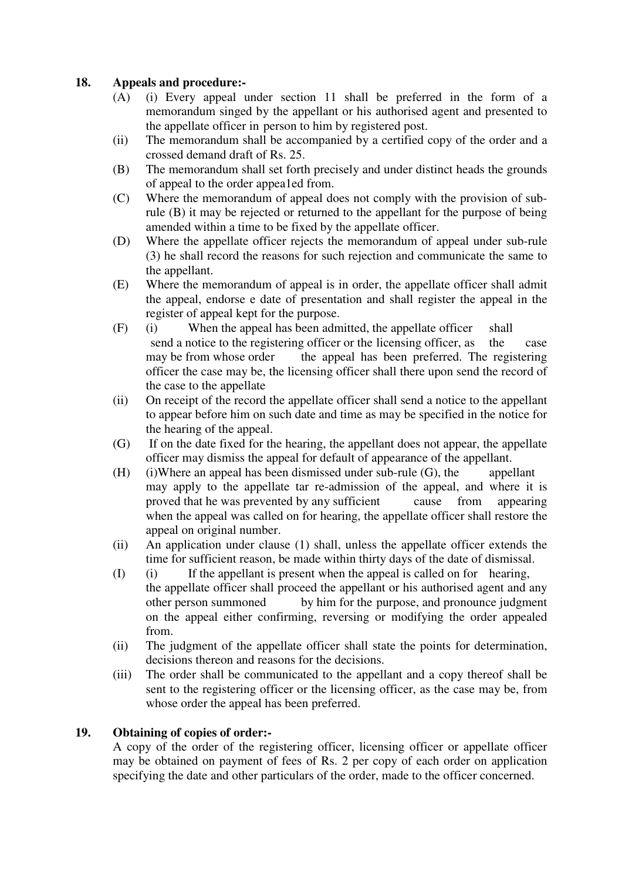**18. Appeals and procedure:-**

(A) (i) Every appeal under section 11 shall be preferred in the form of a memorandum singed by the appellant or his authorised agent and presented to the appellate officer in person to him by registered post.

(ii) The memorandum shall be accompanied by a certified copy of the order and a crossed demand draft of Rs. 25.

(B) The memorandum shall set forth precisely and under distinct heads the grounds of appeal to the order appea1ed from.

(C) Where the memorandum of appeal does not comply with the provision of sub-rule (B) it may be rejected or returned to the appellant for the purpose of being amended within a time to be fixed by the appellate officer.

(D) Where the appellate officer rejects the memorandum of appeal under sub-rule (3) he shall record the reasons for such rejection and communicate the same to the appellant.

(E) Where the memorandum of appeal is in order, the appellate officer shall admit the appeal, endorse e date of presentation and shall register the appeal in the register of appeal kept for the purpose.

(F) (i) When the appeal has been admitted, the appellate officer shall send a notice to the registering officer or the licensing officer, as the case may be from whose order the appeal has been preferred. The registering officer the case may be, the licensing officer shall there upon send the record of the case to the appellate

(ii) On receipt of the record the appellate officer shall send a notice to the appellant to appear before him on such date and time as may be specified in the notice for the hearing of the appeal.

(G) If on the date fixed for the hearing, the appellant does not appear, the appellate officer may dismiss the appeal for default of appearance of the appellant.

(H) (i)Where an appeal has been dismissed under sub-rule (G), the appellant may apply to the appellate tar re-admission of the appeal, and where it is proved that he was prevented by any sufficient cause from appearing when the appeal was called on for hearing, the appellate officer shall restore the appeal on original number.

(ii) An application under clause (1) shall, unless the appellate officer extends the time for sufficient reason, be made within thirty days of the date of dismissal.

(I) (i) If the appellant is present when the appeal is called on for hearing, the appellate officer shall proceed the appellant or his authorised agent and any other person summoned by him for the purpose, and pronounce judgment on the appeal either confirming, reversing or modifying the order appealed from.

(ii) The judgment of the appellate officer shall state the points for determination, decisions thereon and reasons for the decisions.

(iii) The order shall be communicated to the appellant and a copy thereof shall be sent to the registering officer or the licensing officer, as the case may be, from whose order the appeal has been preferred.

**19. Obtaining of copies of order:-**

A copy of the order of the registering officer, licensing officer or appellate officer may be obtained on payment of fees of Rs. 2 per copy of each order on application specifying the date and other particulars of the order, made to the officer concerned.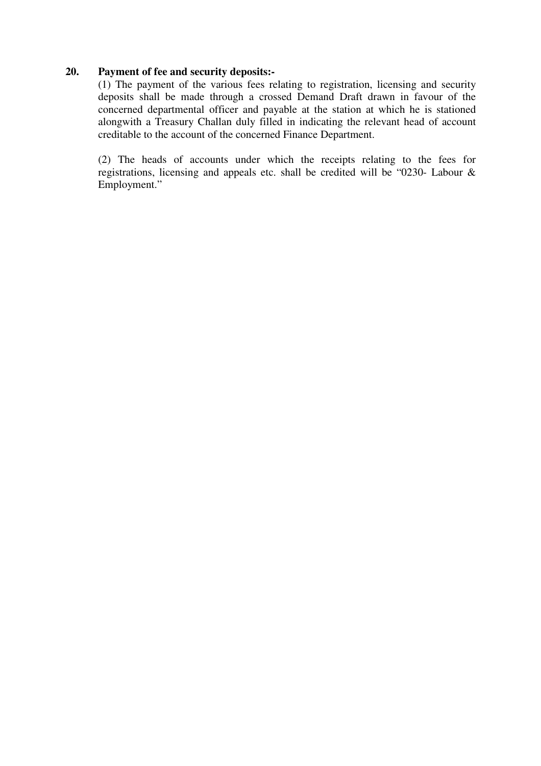**20. Payment of fee and security deposits:-**

(1) The payment of the various fees relating to registration, licensing and security deposits shall be made through a crossed Demand Draft drawn in favour of the concerned departmental officer and payable at the station at which he is stationed alongwith a Treasury Challan duly filled in indicating the relevant head of account creditable to the account of the concerned Finance Department.

(2) The heads of accounts under which the receipts relating to the fees for registrations, licensing and appeals etc. shall be credited will be "0230- Labour & Employment."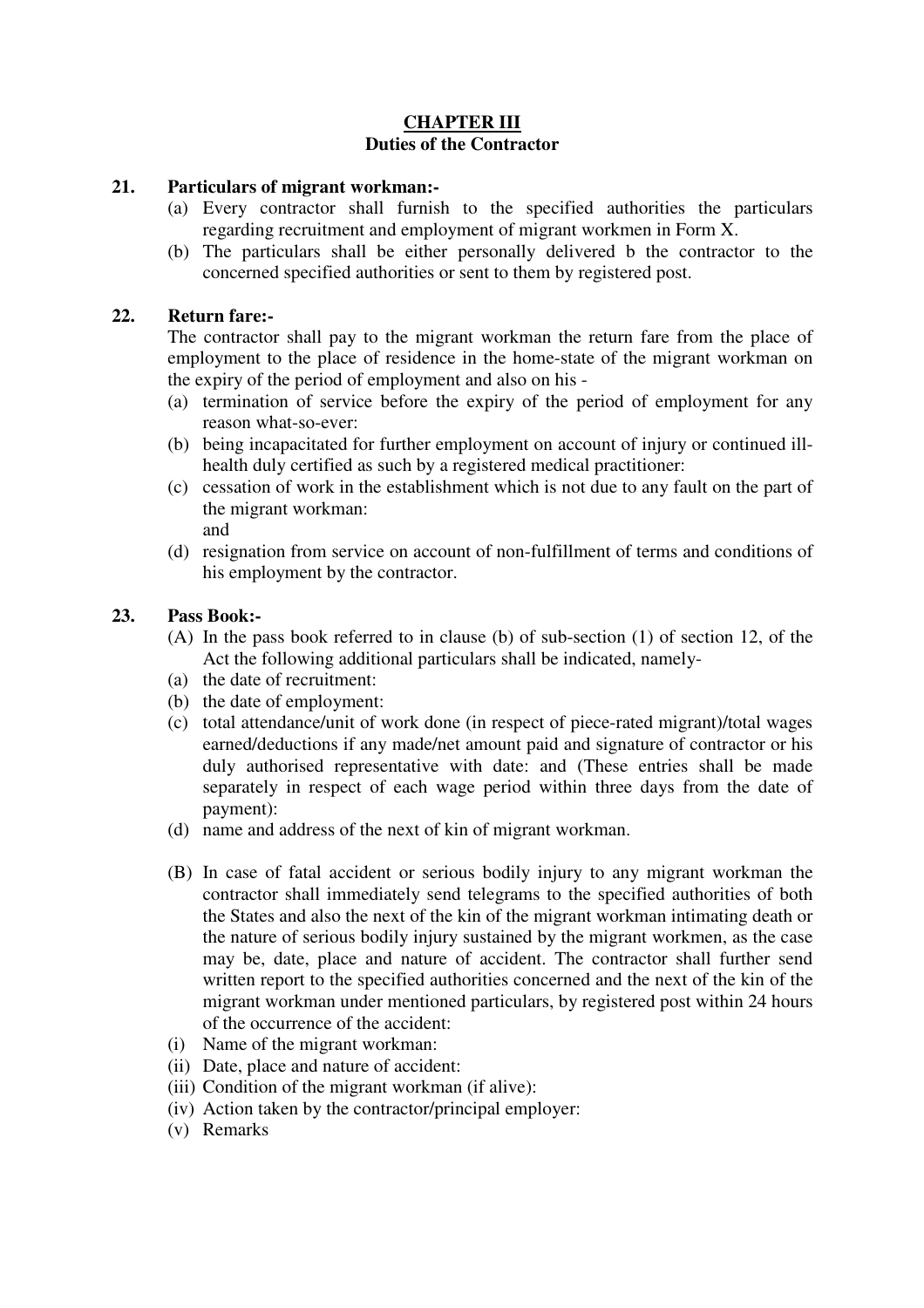# CHAPTER III

## Duties of the Contractor

**21. Particulars of migrant workman:-**

(a) Every contractor shall furnish to the specified authorities the particulars regarding recruitment and employment of migrant workmen in Form X.

(b) The particulars shall be either personally delivered b the contractor to the concerned specified authorities or sent to them by registered post.

**22. Return fare:-**

The contractor shall pay to the migrant workman the return fare from the place of employment to the place of residence in the home-state of the migrant workman on the expiry of the period of employment and also on his -

(a) termination of service before the expiry of the period of employment for any reason what-so-ever:

(b) being incapacitated for further employment on account of injury or continued ill-health duly certified as such by a registered medical practitioner:

(c) cessation of work in the establishment which is not due to any fault on the part of the migrant workman:
and

(d) resignation from service on account of non-fulfillment of terms and conditions of his employment by the contractor.

**23. Pass Book:-**

(A) In the pass book referred to in clause (b) of sub-section (1) of section 12, of the Act the following additional particulars shall be indicated, namely-

(a) the date of recruitment:

(b) the date of employment:

(c) total attendance/unit of work done (in respect of piece-rated migrant)/total wages earned/deductions if any made/net amount paid and signature of contractor or his duly authorised representative with date: and (These entries shall be made separately in respect of each wage period within three days from the date of payment):

(d) name and address of the next of kin of migrant workman.

(B) In case of fatal accident or serious bodily injury to any migrant workman the contractor shall immediately send telegrams to the specified authorities of both the States and also the next of the kin of the migrant workman intimating death or the nature of serious bodily injury sustained by the migrant workmen, as the case may be, date, place and nature of accident. The contractor shall further send written report to the specified authorities concerned and the next of the kin of the migrant workman under mentioned particulars, by registered post within 24 hours of the occurrence of the accident:

(i) Name of the migrant workman:

(ii) Date, place and nature of accident:

(iii) Condition of the migrant workman (if alive):

(iv) Action taken by the contractor/principal employer:

(v) Remarks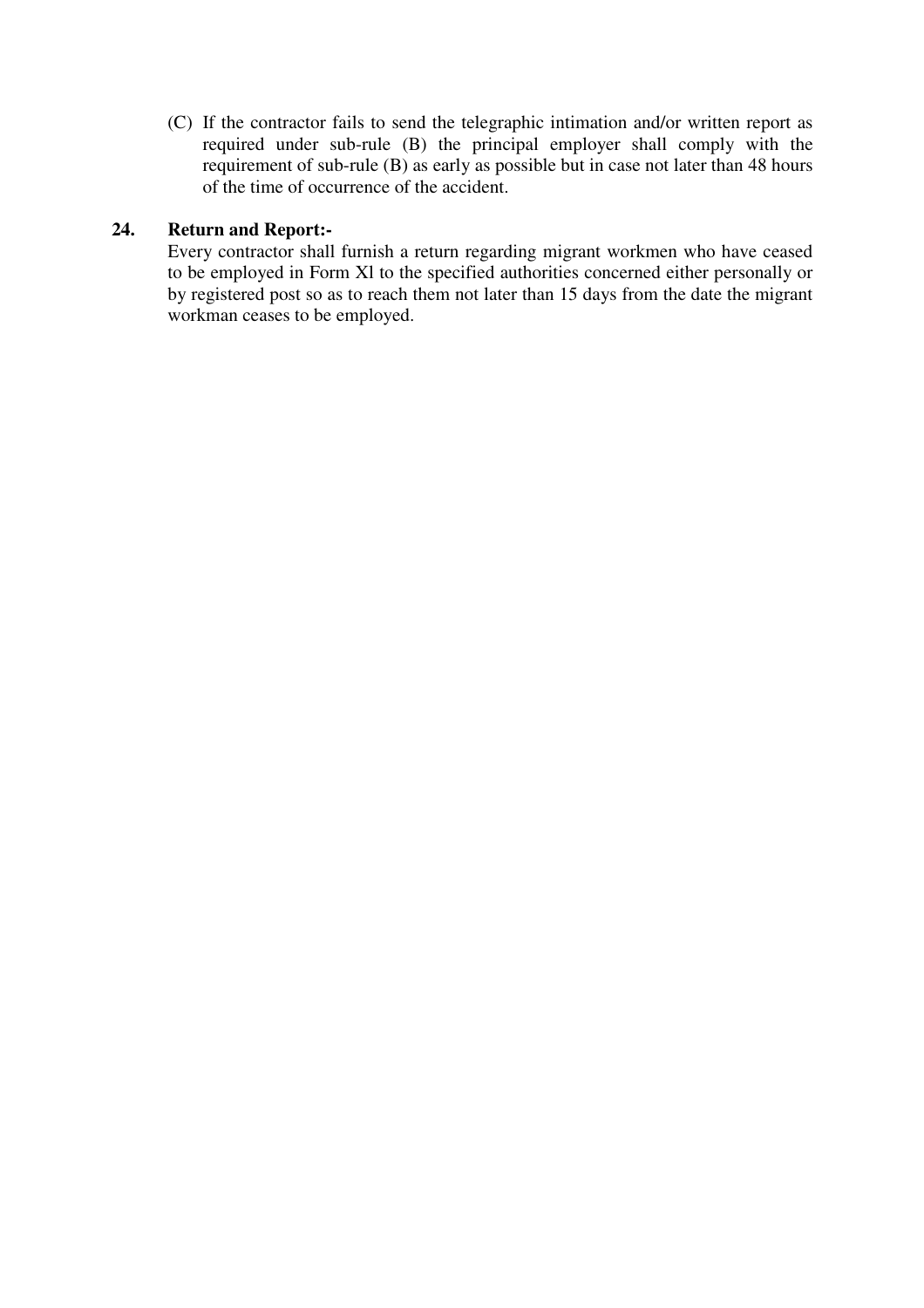(C) If the contractor fails to send the telegraphic intimation and/or written report as required under sub-rule (B) the principal employer shall comply with the requirement of sub-rule (B) as early as possible but in case not later than 48 hours of the time of occurrence of the accident.

**24. Return and Report:-**

Every contractor shall furnish a return regarding migrant workmen who have ceased to be employed in Form Xl to the specified authorities concerned either personally or by registered post so as to reach them not later than 15 days from the date the migrant workman ceases to be employed.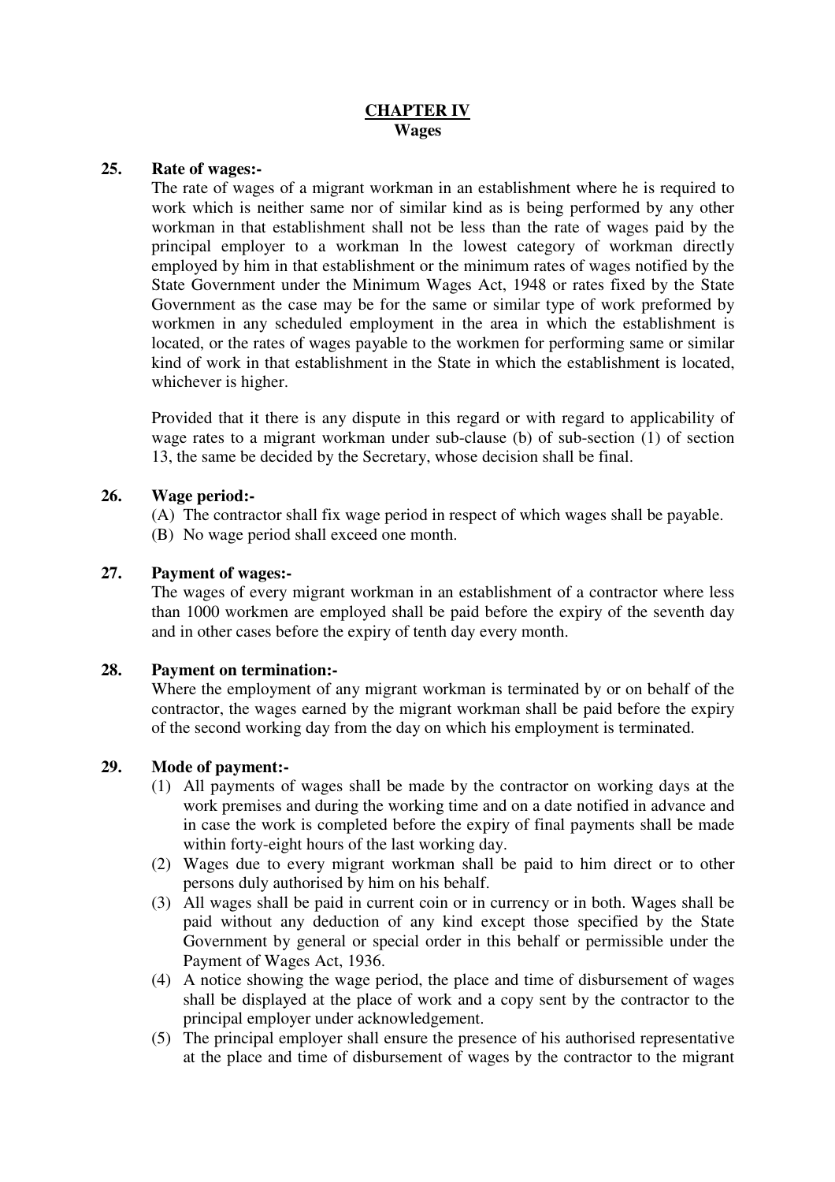# CHAPTER IV
## Wages

**25. Rate of wages:-**

The rate of wages of a migrant workman in an establishment where he is required to work which is neither same nor of similar kind as is being performed by any other workman in that establishment shall not be less than the rate of wages paid by the principal employer to a workman ln the lowest category of workman directly employed by him in that establishment or the minimum rates of wages notified by the State Government under the Minimum Wages Act, 1948 or rates fixed by the State Government as the case may be for the same or similar type of work preformed by workmen in any scheduled employment in the area in which the establishment is located, or the rates of wages payable to the workmen for performing same or similar kind of work in that establishment in the State in which the establishment is located, whichever is higher.

Provided that it there is any dispute in this regard or with regard to applicability of wage rates to a migrant workman under sub-clause (b) of sub-section (1) of section 13, the same be decided by the Secretary, whose decision shall be final.

**26. Wage period:-**

(A) The contractor shall fix wage period in respect of which wages shall be payable.
(B) No wage period shall exceed one month.

**27. Payment of wages:-**

The wages of every migrant workman in an establishment of a contractor where less than 1000 workmen are employed shall be paid before the expiry of the seventh day and in other cases before the expiry of tenth day every month.

**28. Payment on termination:-**

Where the employment of any migrant workman is terminated by or on behalf of the contractor, the wages earned by the migrant workman shall be paid before the expiry of the second working day from the day on which his employment is terminated.

**29. Mode of payment:-**

(1) All payments of wages shall be made by the contractor on working days at the work premises and during the working time and on a date notified in advance and in case the work is completed before the expiry of final payments shall be made within forty-eight hours of the last working day.
(2) Wages due to every migrant workman shall be paid to him direct or to other persons duly authorised by him on his behalf.
(3) All wages shall be paid in current coin or in currency or in both. Wages shall be paid without any deduction of any kind except those specified by the State Government by general or special order in this behalf or permissible under the Payment of Wages Act, 1936.
(4) A notice showing the wage period, the place and time of disbursement of wages shall be displayed at the place of work and a copy sent by the contractor to the principal employer under acknowledgement.
(5) The principal employer shall ensure the presence of his authorised representative at the place and time of disbursement of wages by the contractor to the migrant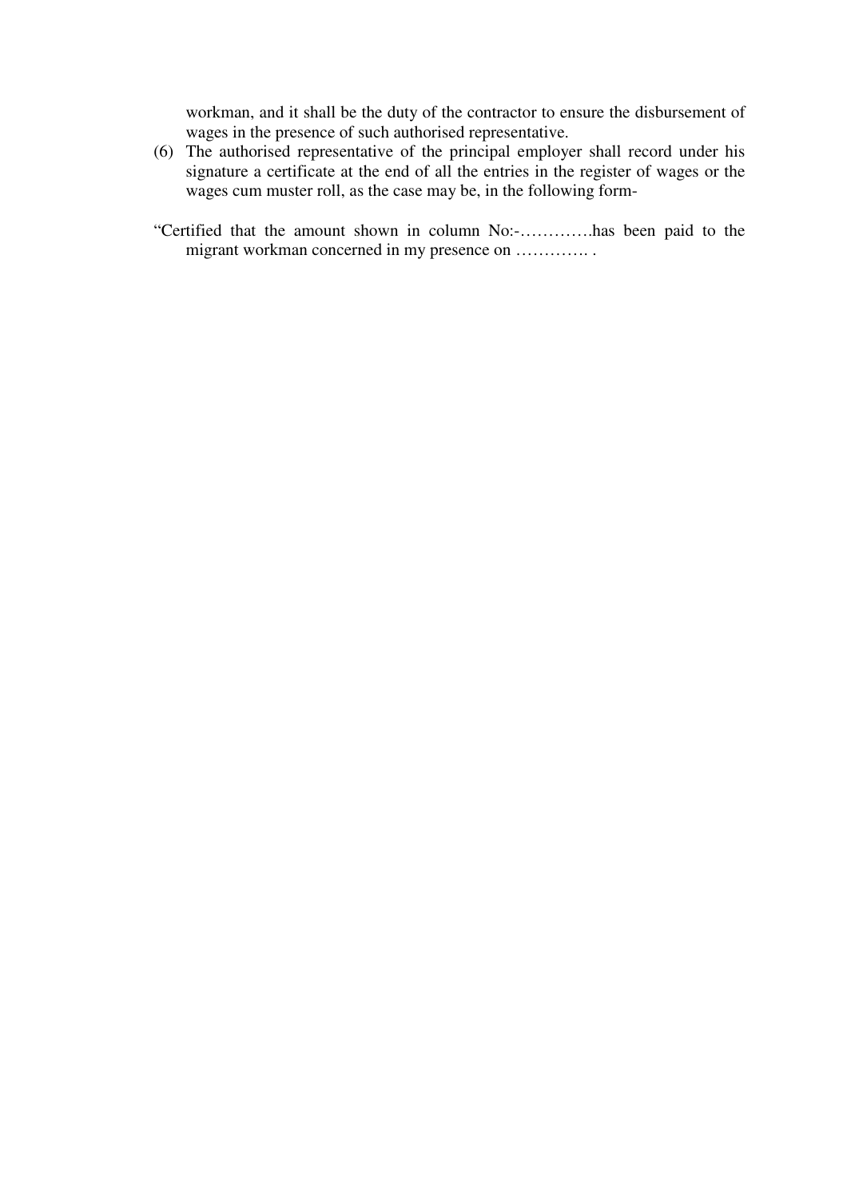workman, and it shall be the duty of the contractor to ensure the disbursement of wages in the presence of such authorised representative.

(6) The authorised representative of the principal employer shall record under his signature a certificate at the end of all the entries in the register of wages or the wages cum muster roll, as the case may be, in the following form-

"Certified that the amount shown in column No:-………….has been paid to the migrant workman concerned in my presence on …………. .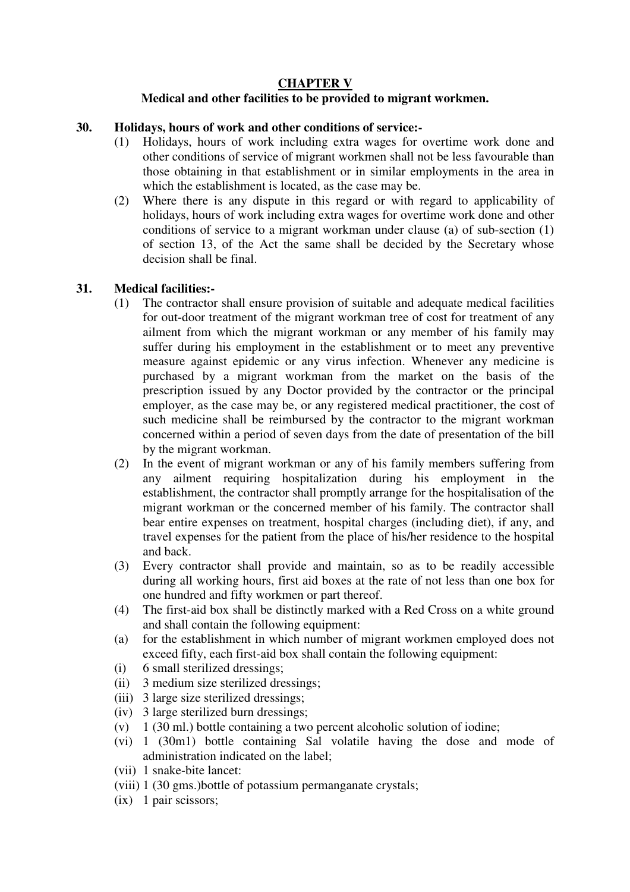## CHAPTER V

**Medical and other facilities to be provided to migrant workmen.**

**30. Holidays, hours of work and other conditions of service:-**

(1) Holidays, hours of work including extra wages for overtime work done and other conditions of service of migrant workmen shall not be less favourable than those obtaining in that establishment or in similar employments in the area in which the establishment is located, as the case may be.

(2) Where there is any dispute in this regard or with regard to applicability of holidays, hours of work including extra wages for overtime work done and other conditions of service to a migrant workman under clause (a) of sub-section (1) of section 13, of the Act the same shall be decided by the Secretary whose decision shall be final.

**31. Medical facilities:-**

(1) The contractor shall ensure provision of suitable and adequate medical facilities for out-door treatment of the migrant workman tree of cost for treatment of any ailment from which the migrant workman or any member of his family may suffer during his employment in the establishment or to meet any preventive measure against epidemic or any virus infection. Whenever any medicine is purchased by a migrant workman from the market on the basis of the prescription issued by any Doctor provided by the contractor or the principal employer, as the case may be, or any registered medical practitioner, the cost of such medicine shall be reimbursed by the contractor to the migrant workman concerned within a period of seven days from the date of presentation of the bill by the migrant workman.

(2) In the event of migrant workman or any of his family members suffering from any ailment requiring hospitalization during his employment in the establishment, the contractor shall promptly arrange for the hospitalisation of the migrant workman or the concerned member of his family. The contractor shall bear entire expenses on treatment, hospital charges (including diet), if any, and travel expenses for the patient from the place of his/her residence to the hospital and back.

(3) Every contractor shall provide and maintain, so as to be readily accessible during all working hours, first aid boxes at the rate of not less than one box for one hundred and fifty workmen or part thereof.

(4) The first-aid box shall be distinctly marked with a Red Cross on a white ground and shall contain the following equipment:

(a) for the establishment in which number of migrant workmen employed does not exceed fifty, each first-aid box shall contain the following equipment:

(i) 6 small sterilized dressings;

(ii) 3 medium size sterilized dressings;

(iii) 3 large size sterilized dressings;

(iv) 3 large sterilized burn dressings;

(v) 1 (30 ml.) bottle containing a two percent alcoholic solution of iodine;

(vi) 1 (30m1) bottle containing Sal volatile having the dose and mode of administration indicated on the label;

(vii) 1 snake-bite lancet:

(viii) 1 (30 gms.)bottle of potassium permanganate crystals;

(ix) 1 pair scissors;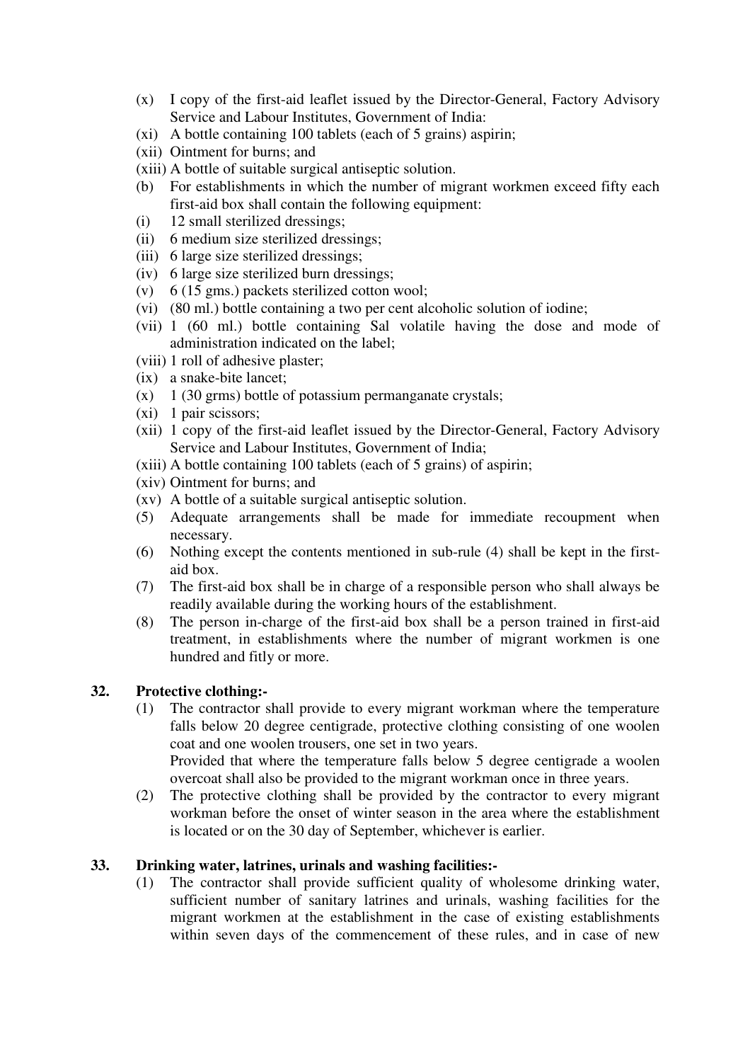(x) I copy of the first-aid leaflet issued by the Director-General, Factory Advisory Service and Labour Institutes, Government of India:

(xi) A bottle containing 100 tablets (each of 5 grains) aspirin;

(xii) Ointment for burns; and

(xiii) A bottle of suitable surgical antiseptic solution.

(b) For establishments in which the number of migrant workmen exceed fifty each first-aid box shall contain the following equipment:

(i) 12 small sterilized dressings;

(ii) 6 medium size sterilized dressings;

(iii) 6 large size sterilized dressings;

(iv) 6 large size sterilized burn dressings;

(v) 6 (15 gms.) packets sterilized cotton wool;

(vi) (80 ml.) bottle containing a two per cent alcoholic solution of iodine;

(vii) 1 (60 ml.) bottle containing Sal volatile having the dose and mode of administration indicated on the label;

(viii) 1 roll of adhesive plaster;

(ix) a snake-bite lancet;

(x) 1 (30 grms) bottle of potassium permanganate crystals;

(xi) 1 pair scissors;

(xii) 1 copy of the first-aid leaflet issued by the Director-General, Factory Advisory Service and Labour Institutes, Government of India;

(xiii) A bottle containing 100 tablets (each of 5 grains) of aspirin;

(xiv) Ointment for burns; and

(xv) A bottle of a suitable surgical antiseptic solution.

(5) Adequate arrangements shall be made for immediate recoupment when necessary.

(6) Nothing except the contents mentioned in sub-rule (4) shall be kept in the first-aid box.

(7) The first-aid box shall be in charge of a responsible person who shall always be readily available during the working hours of the establishment.

(8) The person in-charge of the first-aid box shall be a person trained in first-aid treatment, in establishments where the number of migrant workmen is one hundred and fitly or more.

**32. Protective clothing:-**

(1) The contractor shall provide to every migrant workman where the temperature falls below 20 degree centigrade, protective clothing consisting of one woolen coat and one woolen trousers, one set in two years.
Provided that where the temperature falls below 5 degree centigrade a woolen overcoat shall also be provided to the migrant workman once in three years.

(2) The protective clothing shall be provided by the contractor to every migrant workman before the onset of winter season in the area where the establishment is located or on the 30 day of September, whichever is earlier.

**33. Drinking water, latrines, urinals and washing facilities:-**

(1) The contractor shall provide sufficient quality of wholesome drinking water, sufficient number of sanitary latrines and urinals, washing facilities for the migrant workmen at the establishment in the case of existing establishments within seven days of the commencement of these rules, and in case of new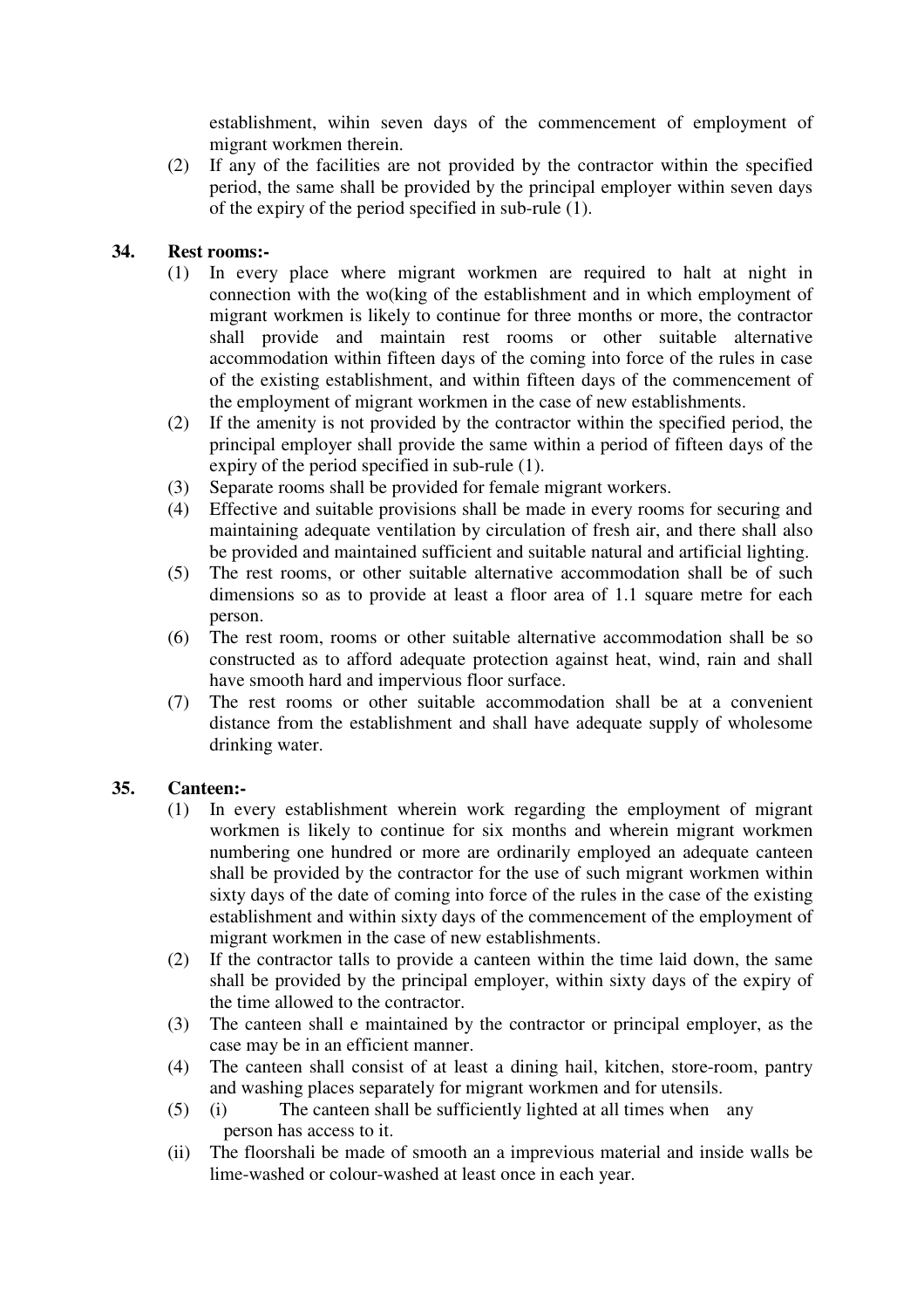establishment, wihin seven days of the commencement of employment of migrant workmen therein.

(2) If any of the facilities are not provided by the contractor within the specified period, the same shall be provided by the principal employer within seven days of the expiry of the period specified in sub-rule (1).

**34. Rest rooms:-**

(1) In every place where migrant workmen are required to halt at night in connection with the wo(king of the establishment and in which employment of migrant workmen is likely to continue for three months or more, the contractor shall provide and maintain rest rooms or other suitable alternative accommodation within fifteen days of the coming into force of the rules in case of the existing establishment, and within fifteen days of the commencement of the employment of migrant workmen in the case of new establishments.

(2) If the amenity is not provided by the contractor within the specified period, the principal employer shall provide the same within a period of fifteen days of the expiry of the period specified in sub-rule (1).

(3) Separate rooms shall be provided for female migrant workers.

(4) Effective and suitable provisions shall be made in every rooms for securing and maintaining adequate ventilation by circulation of fresh air, and there shall also be provided and maintained sufficient and suitable natural and artificial lighting.

(5) The rest rooms, or other suitable alternative accommodation shall be of such dimensions so as to provide at least a floor area of 1.1 square metre for each person.

(6) The rest room, rooms or other suitable alternative accommodation shall be so constructed as to afford adequate protection against heat, wind, rain and shall have smooth hard and impervious floor surface.

(7) The rest rooms or other suitable accommodation shall be at a convenient distance from the establishment and shall have adequate supply of wholesome drinking water.

**35. Canteen:-**

(1) In every establishment wherein work regarding the employment of migrant workmen is likely to continue for six months and wherein migrant workmen numbering one hundred or more are ordinarily employed an adequate canteen shall be provided by the contractor for the use of such migrant workmen within sixty days of the date of coming into force of the rules in the case of the existing establishment and within sixty days of the commencement of the employment of migrant workmen in the case of new establishments.

(2) If the contractor talls to provide a canteen within the time laid down, the same shall be provided by the principal employer, within sixty days of the expiry of the time allowed to the contractor.

(3) The canteen shall e maintained by the contractor or principal employer, as the case may be in an efficient manner.

(4) The canteen shall consist of at least a dining hail, kitchen, store-room, pantry and washing places separately for migrant workmen and for utensils.

(5) (i) The canteen shall be sufficiently lighted at all times when any person has access to it.

(ii) The floorshali be made of smooth an a imprevious material and inside walls be lime-washed or colour-washed at least once in each year.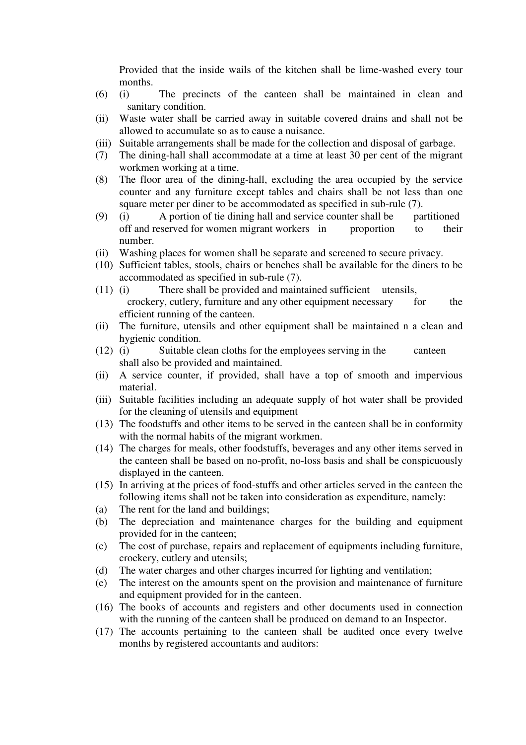Provided that the inside wails of the kitchen shall be lime-washed every tour months.

(6) (i) The precincts of the canteen shall be maintained in clean and sanitary condition.

(ii) Waste water shall be carried away in suitable covered drains and shall not be allowed to accumulate so as to cause a nuisance.

(iii) Suitable arrangements shall be made for the collection and disposal of garbage.

(7) The dining-hall shall accommodate at a time at least 30 per cent of the migrant workmen working at a time.

(8) The floor area of the dining-hall, excluding the area occupied by the service counter and any furniture except tables and chairs shall be not less than one square meter per diner to be accommodated as specified in sub-rule (7).

(9) (i) A portion of tie dining hall and service counter shall be partitioned off and reserved for women migrant workers in proportion to their number.

(ii) Washing places for women shall be separate and screened to secure privacy.

(10) Sufficient tables, stools, chairs or benches shall be available for the diners to be accommodated as specified in sub-rule (7).

(11) (i) There shall be provided and maintained sufficient utensils, crockery, cutlery, furniture and any other equipment necessary for the efficient running of the canteen.

(ii) The furniture, utensils and other equipment shall be maintained n a clean and hygienic condition.

(12) (i) Suitable clean cloths for the employees serving in the canteen shall also be provided and maintained.

(ii) A service counter, if provided, shall have a top of smooth and impervious material.

(iii) Suitable facilities including an adequate supply of hot water shall be provided for the cleaning of utensils and equipment

(13) The foodstuffs and other items to be served in the canteen shall be in conformity with the normal habits of the migrant workmen.

(14) The charges for meals, other foodstuffs, beverages and any other items served in the canteen shall be based on no-profit, no-loss basis and shall be conspicuously displayed in the canteen.

(15) In arriving at the prices of food-stuffs and other articles served in the canteen the following items shall not be taken into consideration as expenditure, namely:

(a) The rent for the land and buildings;

(b) The depreciation and maintenance charges for the building and equipment provided for in the canteen;

(c) The cost of purchase, repairs and replacement of equipments including furniture, crockery, cutlery and utensils;

(d) The water charges and other charges incurred for lighting and ventilation;

(e) The interest on the amounts spent on the provision and maintenance of furniture and equipment provided for in the canteen.

(16) The books of accounts and registers and other documents used in connection with the running of the canteen shall be produced on demand to an Inspector.

(17) The accounts pertaining to the canteen shall be audited once every twelve months by registered accountants and auditors: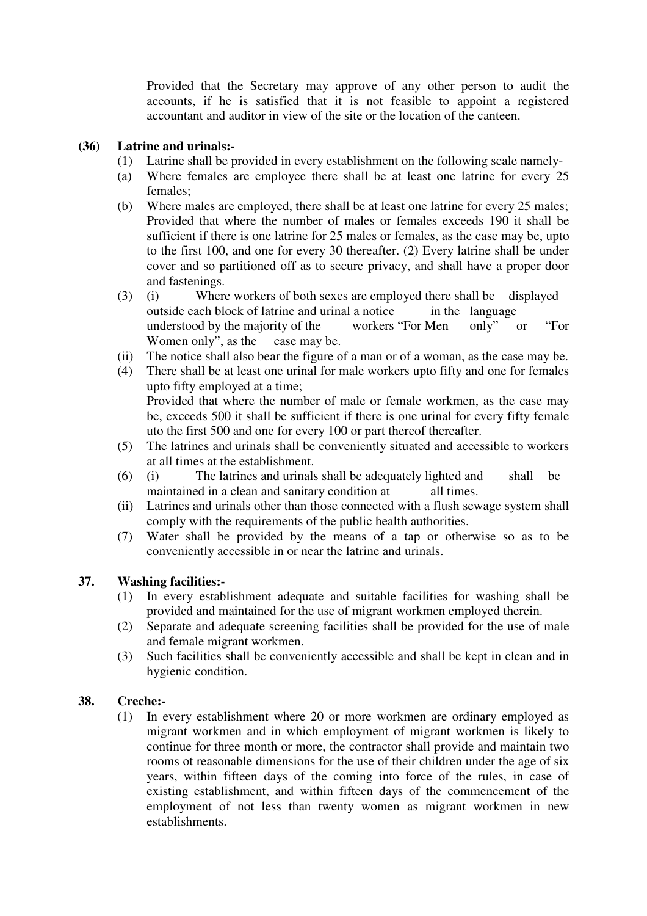Provided that the Secretary may approve of any other person to audit the accounts, if he is satisfied that it is not feasible to appoint a registered accountant and auditor in view of the site or the location of the canteen.

**(36) Latrine and urinals:-**

(1) Latrine shall be provided in every establishment on the following scale namely-

(a) Where females are employee there shall be at least one latrine for every 25 females;

(b) Where males are employed, there shall be at least one latrine for every 25 males; Provided that where the number of males or females exceeds 190 it shall be sufficient if there is one latrine for 25 males or females, as the case may be, upto to the first 100, and one for every 30 thereafter. (2) Every latrine shall be under cover and so partitioned off as to secure privacy, and shall have a proper door and fastenings.

(3) (i) Where workers of both sexes are employed there shall be displayed outside each block of latrine and urinal a notice in the language understood by the majority of the workers "For Men only" or "For Women only", as the case may be.

(ii) The notice shall also bear the figure of a man or of a woman, as the case may be.

(4) There shall be at least one urinal for male workers upto fifty and one for females upto fifty employed at a time;
Provided that where the number of male or female workmen, as the case may be, exceeds 500 it shall be sufficient if there is one urinal for every fifty female uto the first 500 and one for every 100 or part thereof thereafter.

(5) The latrines and urinals shall be conveniently situated and accessible to workers at all times at the establishment.

(6) (i) The latrines and urinals shall be adequately lighted and shall be maintained in a clean and sanitary condition at all times.

(ii) Latrines and urinals other than those connected with a flush sewage system shall comply with the requirements of the public health authorities.

(7) Water shall be provided by the means of a tap or otherwise so as to be conveniently accessible in or near the latrine and urinals.

**37. Washing facilities:-**

(1) In every establishment adequate and suitable facilities for washing shall be provided and maintained for the use of migrant workmen employed therein.

(2) Separate and adequate screening facilities shall be provided for the use of male and female migrant workmen.

(3) Such facilities shall be conveniently accessible and shall be kept in clean and in hygienic condition.

**38. Creche:-**

(1) In every establishment where 20 or more workmen are ordinary employed as migrant workmen and in which employment of migrant workmen is likely to continue for three month or more, the contractor shall provide and maintain two rooms ot reasonable dimensions for the use of their children under the age of six years, within fifteen days of the coming into force of the rules, in case of existing establishment, and within fifteen days of the commencement of the employment of not less than twenty women as migrant workmen in new establishments.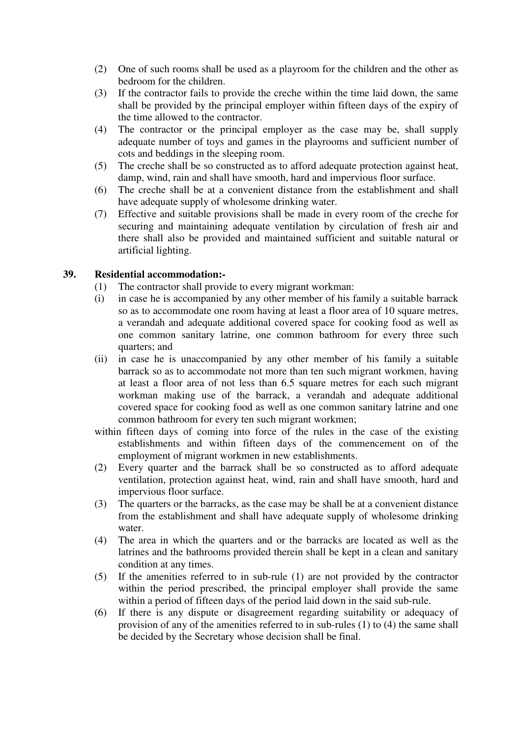(2) One of such rooms shall be used as a playroom for the children and the other as bedroom for the children.

(3) If the contractor fails to provide the creche within the time laid down, the same shall be provided by the principal employer within fifteen days of the expiry of the time allowed to the contractor.

(4) The contractor or the principal employer as the case may be, shall supply adequate number of toys and games in the playrooms and sufficient number of cots and beddings in the sleeping room.

(5) The creche shall be so constructed as to afford adequate protection against heat, damp, wind, rain and shall have smooth, hard and impervious floor surface.

(6) The creche shall be at a convenient distance from the establishment and shall have adequate supply of wholesome drinking water.

(7) Effective and suitable provisions shall be made in every room of the creche for securing and maintaining adequate ventilation by circulation of fresh air and there shall also be provided and maintained sufficient and suitable natural or artificial lighting.

**39. Residential accommodation:-**

(1) The contractor shall provide to every migrant workman:

(i) in case he is accompanied by any other member of his family a suitable barrack so as to accommodate one room having at least a floor area of 10 square metres, a verandah and adequate additional covered space for cooking food as well as one common sanitary latrine, one common bathroom for every three such quarters; and

(ii) in case he is unaccompanied by any other member of his family a suitable barrack so as to accommodate not more than ten such migrant workmen, having at least a floor area of not less than 6.5 square metres for each such migrant workman making use of the barrack, a verandah and adequate additional covered space for cooking food as well as one common sanitary latrine and one common bathroom for every ten such migrant workmen;

within fifteen days of coming into force of the rules in the case of the existing establishments and within fifteen days of the commencement on of the employment of migrant workmen in new establishments.

(2) Every quarter and the barrack shall be so constructed as to afford adequate ventilation, protection against heat, wind, rain and shall have smooth, hard and impervious floor surface.

(3) The quarters or the barracks, as the case may be shall be at a convenient distance from the establishment and shall have adequate supply of wholesome drinking water.

(4) The area in which the quarters and or the barracks are located as well as the latrines and the bathrooms provided therein shall be kept in a clean and sanitary condition at any times.

(5) If the amenities referred to in sub-rule (1) are not provided by the contractor within the period prescribed, the principal employer shall provide the same within a period of fifteen days of the period laid down in the said sub-rule.

(6) If there is any dispute or disagreement regarding suitability or adequacy of provision of any of the amenities referred to in sub-rules (1) to (4) the same shall be decided by the Secretary whose decision shall be final.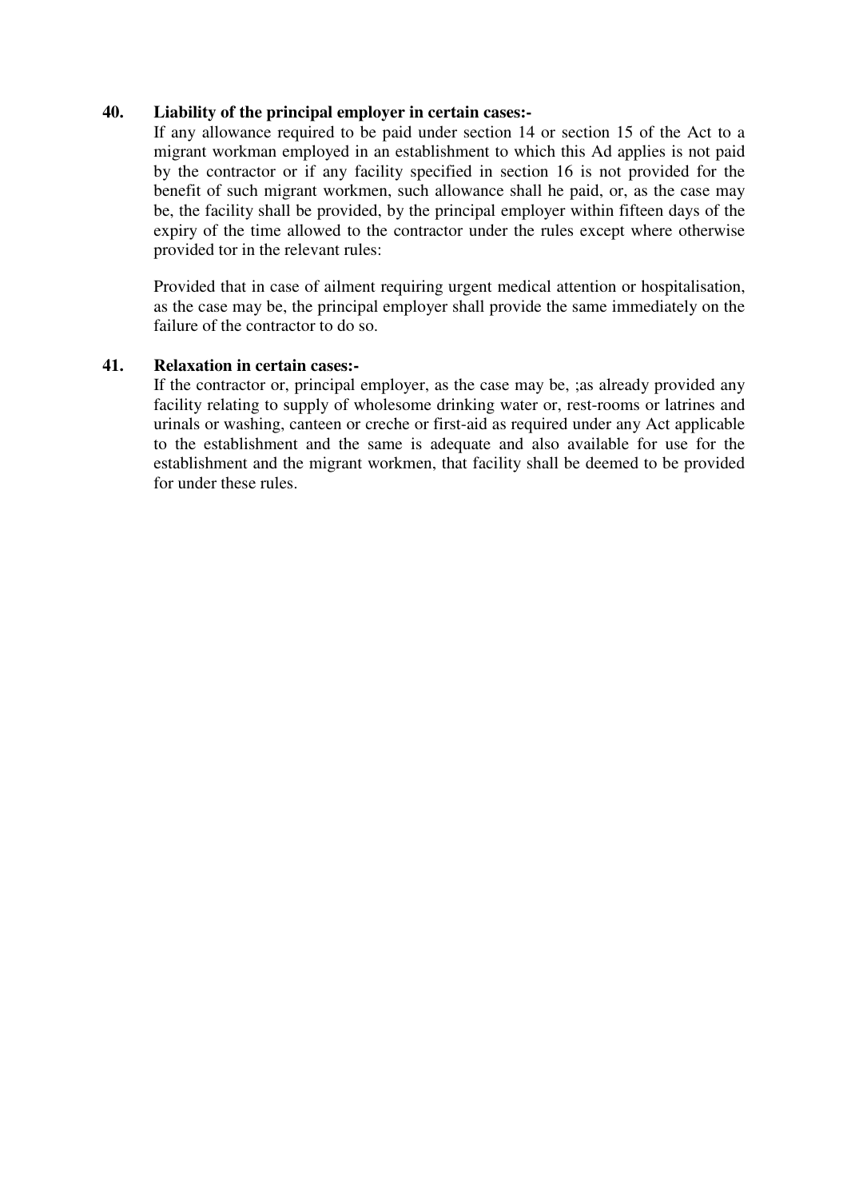**40. Liability of the principal employer in certain cases:-**

If any allowance required to be paid under section 14 or section 15 of the Act to a migrant workman employed in an establishment to which this Ad applies is not paid by the contractor or if any facility specified in section 16 is not provided for the benefit of such migrant workmen, such allowance shall he paid, or, as the case may be, the facility shall be provided, by the principal employer within fifteen days of the expiry of the time allowed to the contractor under the rules except where otherwise provided tor in the relevant rules:

Provided that in case of ailment requiring urgent medical attention or hospitalisation, as the case may be, the principal employer shall provide the same immediately on the failure of the contractor to do so.

**41. Relaxation in certain cases:-**

If the contractor or, principal employer, as the case may be, ;as already provided any facility relating to supply of wholesome drinking water or, rest-rooms or latrines and urinals or washing, canteen or creche or first-aid as required under any Act applicable to the establishment and the same is adequate and also available for use for the establishment and the migrant workmen, that facility shall be deemed to be provided for under these rules.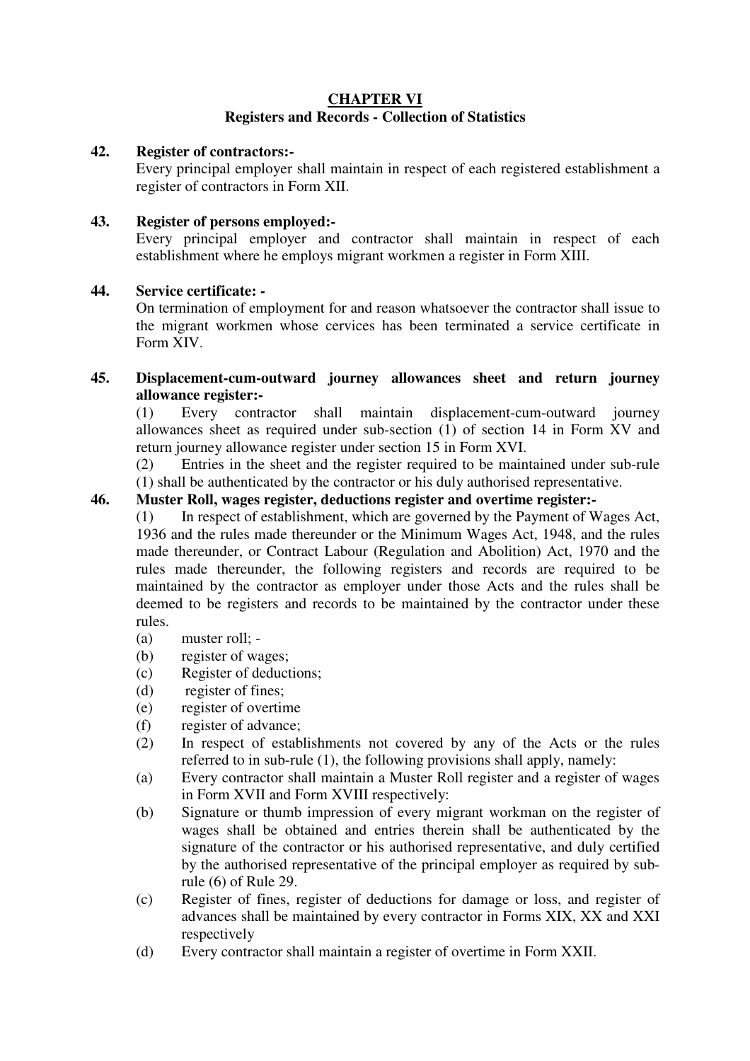# CHAPTER VI

## Registers and Records - Collection of Statistics

**42. Register of contractors:-**

Every principal employer shall maintain in respect of each registered establishment a register of contractors in Form XII.

**43. Register of persons employed:-**

Every principal employer and contractor shall maintain in respect of each establishment where he employs migrant workmen a register in Form XIII.

**44. Service certificate: -**

On termination of employment for and reason whatsoever the contractor shall issue to the migrant workmen whose cervices has been terminated a service certificate in Form XIV.

**45. Displacement-cum-outward journey allowances sheet and return journey allowance register:-**

(1) Every contractor shall maintain displacement-cum-outward journey allowances sheet as required under sub-section (1) of section 14 in Form XV and return journey allowance register under section 15 in Form XVI.

(2) Entries in the sheet and the register required to be maintained under sub-rule (1) shall be authenticated by the contractor or his duly authorised representative.

**46. Muster Roll, wages register, deductions register and overtime register:-**

(1) In respect of establishment, which are governed by the Payment of Wages Act, 1936 and the rules made thereunder or the Minimum Wages Act, 1948, and the rules made thereunder, or Contract Labour (Regulation and Abolition) Act, 1970 and the rules made thereunder, the following registers and records are required to be maintained by the contractor as employer under those Acts and the rules shall be deemed to be registers and records to be maintained by the contractor under these rules.

(a) muster roll; -

(b) register of wages;

(c) Register of deductions;

(d) register of fines;

(e) register of overtime

(f) register of advance;

(2) In respect of establishments not covered by any of the Acts or the rules referred to in sub-rule (1), the following provisions shall apply, namely:

(a) Every contractor shall maintain a Muster Roll register and a register of wages in Form XVII and Form XVIII respectively:

(b) Signature or thumb impression of every migrant workman on the register of wages shall be obtained and entries therein shall be authenticated by the signature of the contractor or his authorised representative, and duly certified by the authorised representative of the principal employer as required by sub-rule (6) of Rule 29.

(c) Register of fines, register of deductions for damage or loss, and register of advances shall be maintained by every contractor in Forms XIX, XX and XXI respectively

(d) Every contractor shall maintain a register of overtime in Form XXII.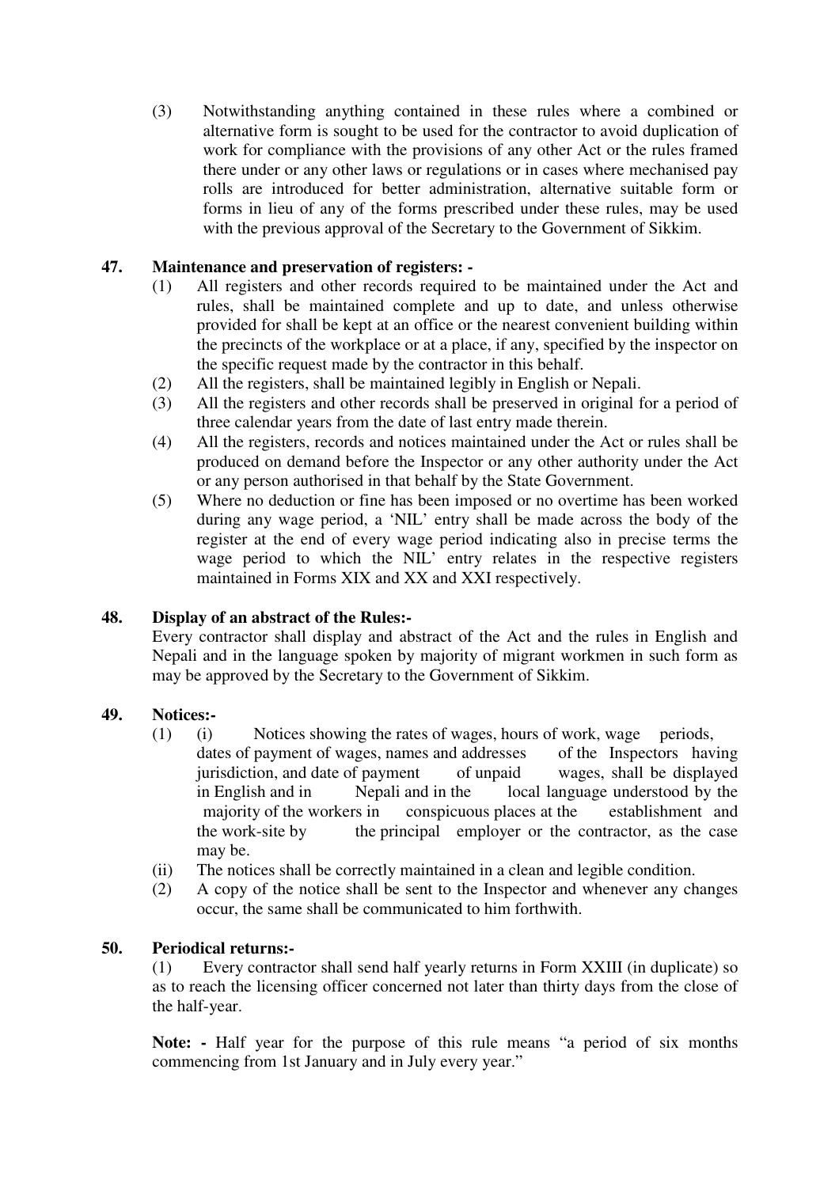(3) Notwithstanding anything contained in these rules where a combined or alternative form is sought to be used for the contractor to avoid duplication of work for compliance with the provisions of any other Act or the rules framed there under or any other laws or regulations or in cases where mechanised pay rolls are introduced for better administration, alternative suitable form or forms in lieu of any of the forms prescribed under these rules, may be used with the previous approval of the Secretary to the Government of Sikkim.

**47. Maintenance and preservation of registers: -**

(1) All registers and other records required to be maintained under the Act and rules, shall be maintained complete and up to date, and unless otherwise provided for shall be kept at an office or the nearest convenient building within the precincts of the workplace or at a place, if any, specified by the inspector on the specific request made by the contractor in this behalf.

(2) All the registers, shall be maintained legibly in English or Nepali.

(3) All the registers and other records shall be preserved in original for a period of three calendar years from the date of last entry made therein.

(4) All the registers, records and notices maintained under the Act or rules shall be produced on demand before the Inspector or any other authority under the Act or any person authorised in that behalf by the State Government.

(5) Where no deduction or fine has been imposed or no overtime has been worked during any wage period, a 'NIL' entry shall be made across the body of the register at the end of every wage period indicating also in precise terms the wage period to which the NIL' entry relates in the respective registers maintained in Forms XIX and XX and XXI respectively.

**48. Display of an abstract of the Rules:-**

Every contractor shall display and abstract of the Act and the rules in English and Nepali and in the language spoken by majority of migrant workmen in such form as may be approved by the Secretary to the Government of Sikkim.

**49. Notices:-**

(1) (i) Notices showing the rates of wages, hours of work, wage periods, dates of payment of wages, names and addresses of the Inspectors having jurisdiction, and date of payment of unpaid wages, shall be displayed in English and in Nepali and in the local language understood by the majority of the workers in conspicuous places at the establishment and the work-site by the principal employer or the contractor, as the case may be.

(ii) The notices shall be correctly maintained in a clean and legible condition.

(2) A copy of the notice shall be sent to the Inspector and whenever any changes occur, the same shall be communicated to him forthwith.

**50. Periodical returns:-**

(1) Every contractor shall send half yearly returns in Form XXIII (in duplicate) so as to reach the licensing officer concerned not later than thirty days from the close of the half-year.

**Note: -** Half year for the purpose of this rule means "a period of six months commencing from 1st January and in July every year."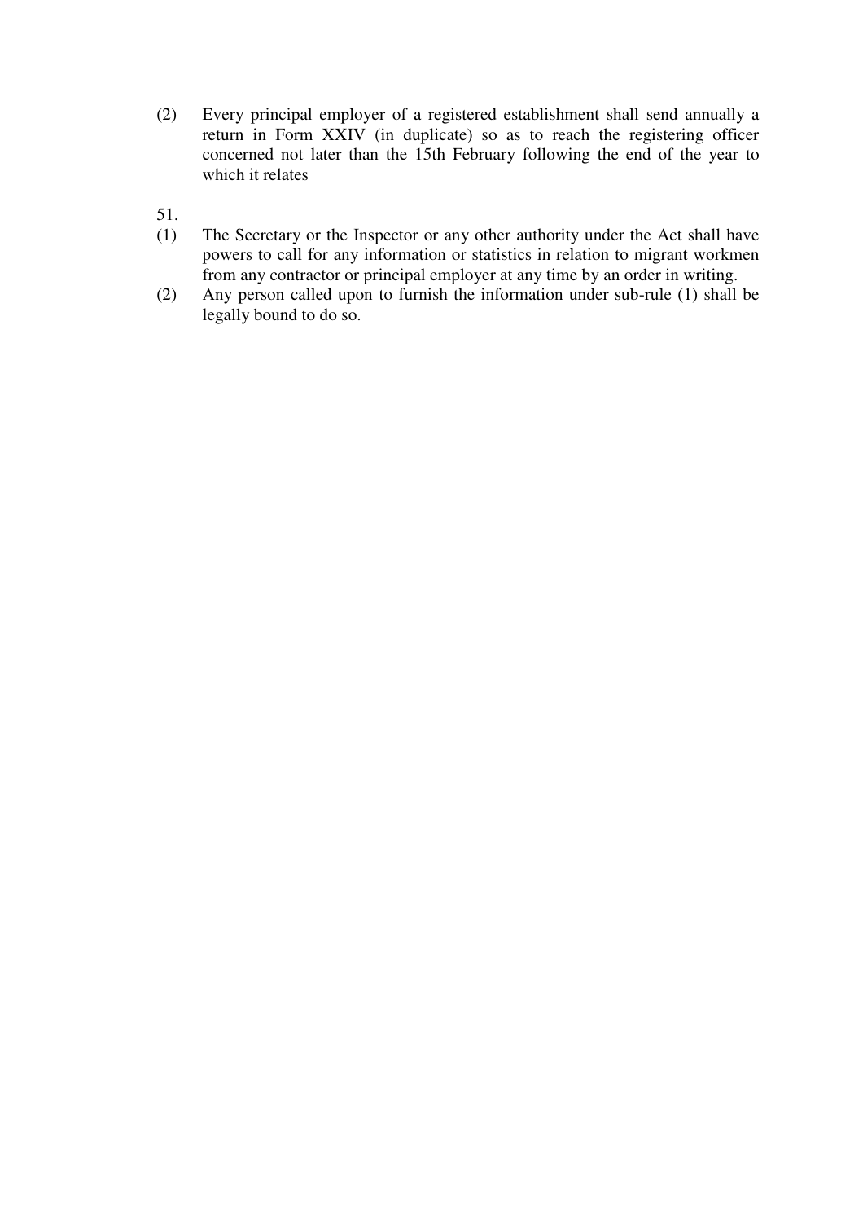(2) Every principal employer of a registered establishment shall send annually a return in Form XXIV (in duplicate) so as to reach the registering officer concerned not later than the 15th February following the end of the year to which it relates

51.

(1) The Secretary or the Inspector or any other authority under the Act shall have powers to call for any information or statistics in relation to migrant workmen from any contractor or principal employer at any time by an order in writing.

(2) Any person called upon to furnish the information under sub-rule (1) shall be legally bound to do so.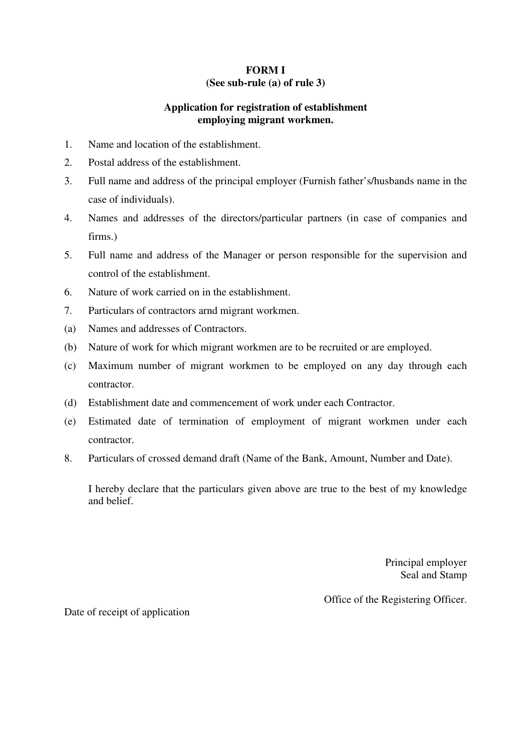**FORM I**
**(See sub-rule (a) of rule 3)**

**Application for registration of establishment employing migrant workmen.**

1. Name and location of the establishment.
2. Postal address of the establishment.
3. Full name and address of the principal employer (Furnish father's/husbands name in the case of individuals).
4. Names and addresses of the directors/particular partners (in case of companies and firms.)
5. Full name and address of the Manager or person responsible for the supervision and control of the establishment.
6. Nature of work carried on in the establishment.
7. Particulars of contractors arnd migrant workmen.

(a) Names and addresses of Contractors.

(b) Nature of work for which migrant workmen are to be recruited or are employed.

(c) Maximum number of migrant workmen to be employed on any day through each contractor.

(d) Establishment date and commencement of work under each Contractor.

(e) Estimated date of termination of employment of migrant workmen under each contractor.

8. Particulars of crossed demand draft (Name of the Bank, Amount, Number and Date).

I hereby declare that the particulars given above are true to the best of my knowledge and belief.

Principal employer
Seal and Stamp

Office of the Registering Officer.

Date of receipt of application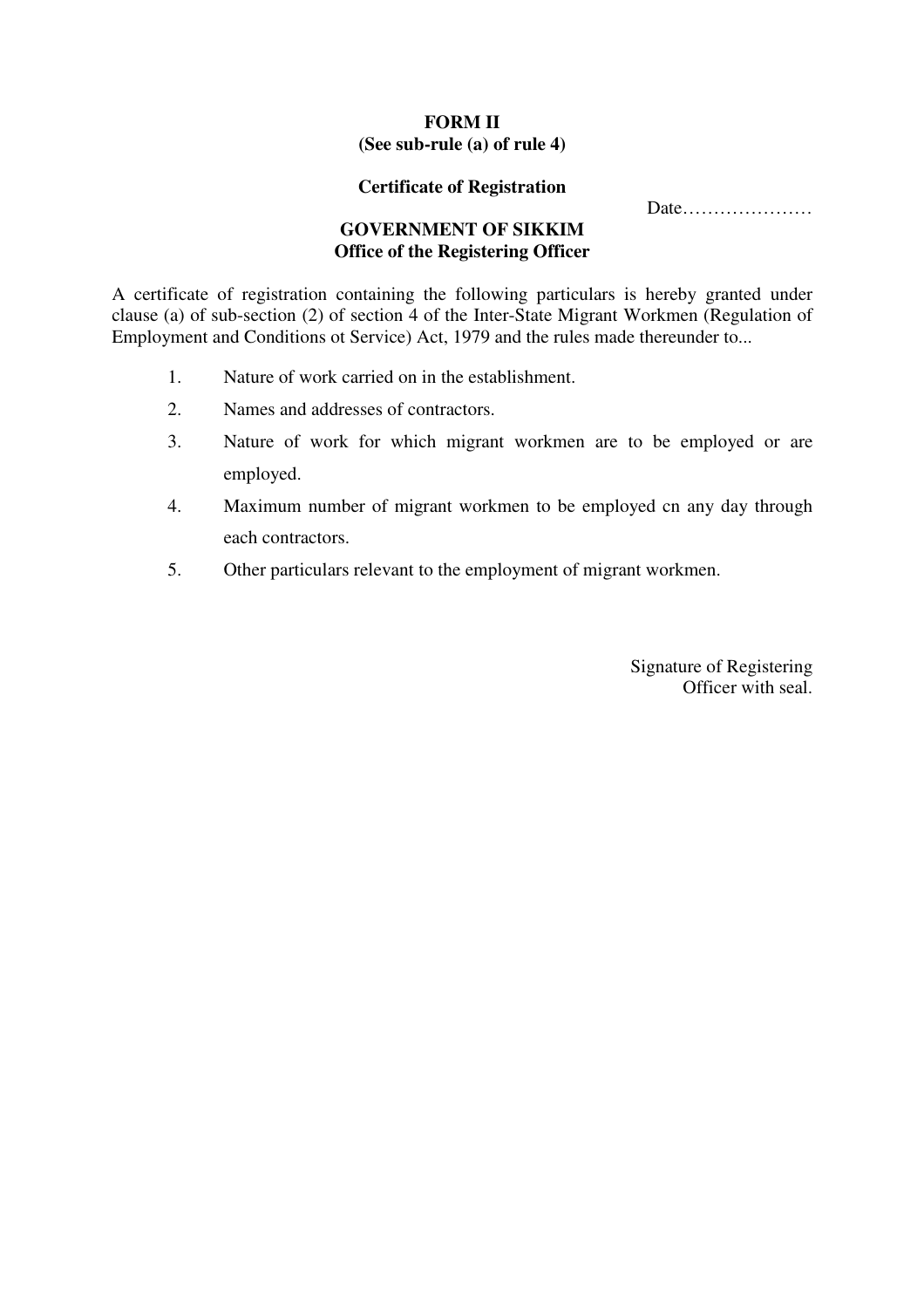**FORM II**
**(See sub-rule (a) of rule 4)**

**Certificate of Registration**

Date…………………

**GOVERNMENT OF SIKKIM**
**Office of the Registering Officer**

A certificate of registration containing the following particulars is hereby granted under clause (a) of sub-section (2) of section 4 of the Inter-State Migrant Workmen (Regulation of Employment and Conditions ot Service) Act, 1979 and the rules made thereunder to...

1. Nature of work carried on in the establishment.
2. Names and addresses of contractors.
3. Nature of work for which migrant workmen are to be employed or are employed.
4. Maximum number of migrant workmen to be employed cn any day through each contractors.
5. Other particulars relevant to the employment of migrant workmen.

Signature of Registering
Officer with seal.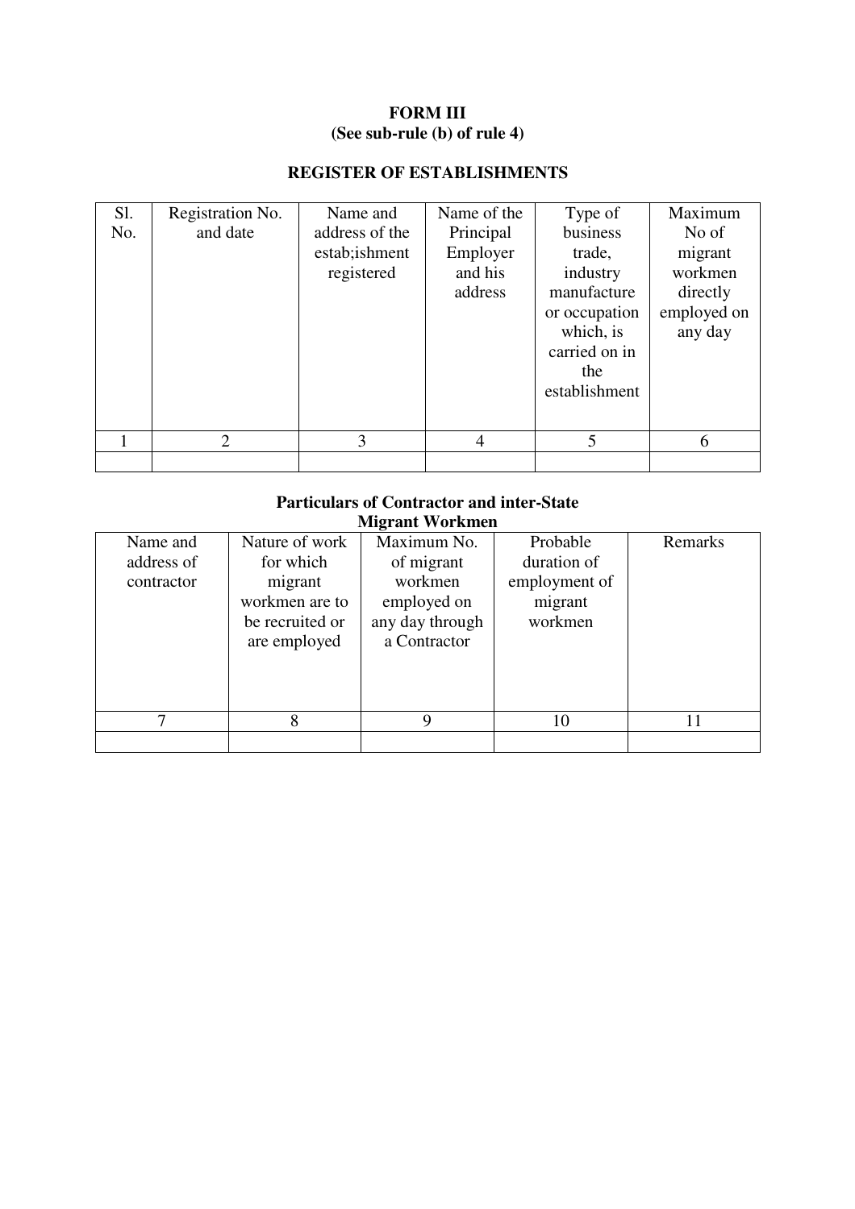**FORM III**
**(See sub-rule (b) of rule 4)**

**REGISTER OF ESTABLISHMENTS**

| Sl. No. | Registration No. and date | Name and address of the estab;ishment registered | Name of the Principal Employer and his address | Type of business trade, industry manufacture or occupation which, is carried on in the establishment | Maximum No of migrant workmen directly employed on any day |
|---|---|---|---|---|---|
| 1 | 2 | 3 | 4 | 5 | 6 |
| | | | | | |

**Particulars of Contractor and inter-State Migrant Workmen**

| Name and address of contractor | Nature of work for which migrant workmen are to be recruited or are employed | Maximum No. of migrant workmen employed on any day through a Contractor | Probable duration of employment of migrant workmen | Remarks |
|---|---|---|---|---|
| 7 | 8 | 9 | 10 | 11 |
| | | | | |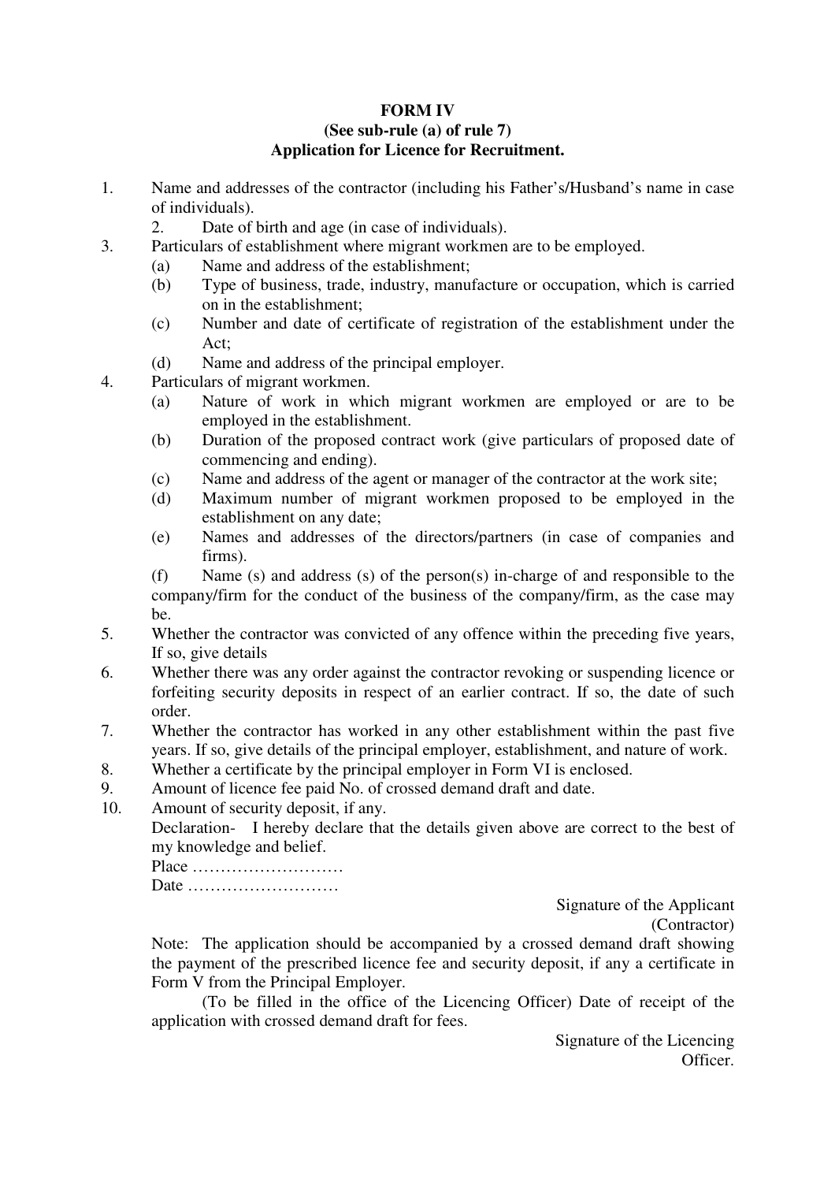**FORM IV**
**(See sub-rule (a) of rule 7)**
**Application for Licence for Recruitment.**

1. Name and addresses of the contractor (including his Father's/Husband's name in case of individuals).
2. Date of birth and age (in case of individuals).
3. Particulars of establishment where migrant workmen are to be employed.
   - (a) Name and address of the establishment;
   - (b) Type of business, trade, industry, manufacture or occupation, which is carried on in the establishment;
   - (c) Number and date of certificate of registration of the establishment under the Act;
   - (d) Name and address of the principal employer.
4. Particulars of migrant workmen.
   - (a) Nature of work in which migrant workmen are employed or are to be employed in the establishment.
   - (b) Duration of the proposed contract work (give particulars of proposed date of commencing and ending).
   - (c) Name and address of the agent or manager of the contractor at the work site;
   - (d) Maximum number of migrant workmen proposed to be employed in the establishment on any date;
   - (e) Names and addresses of the directors/partners (in case of companies and firms).
   - (f) Name (s) and address (s) of the person(s) in-charge of and responsible to the company/firm for the conduct of the business of the company/firm, as the case may be.
5. Whether the contractor was convicted of any offence within the preceding five years, If so, give details
6. Whether there was any order against the contractor revoking or suspending licence or forfeiting security deposits in respect of an earlier contract. If so, the date of such order.
7. Whether the contractor has worked in any other establishment within the past five years. If so, give details of the principal employer, establishment, and nature of work.
8. Whether a certificate by the principal employer in Form VI is enclosed.
9. Amount of licence fee paid No. of crossed demand draft and date.
10. Amount of security deposit, if any.

Declaration- I hereby declare that the details given above are correct to the best of my knowledge and belief.

Place ………………………

Date ………………………

Signature of the Applicant
(Contractor)

Note: The application should be accompanied by a crossed demand draft showing the payment of the prescribed licence fee and security deposit, if any a certificate in Form V from the Principal Employer.

(To be filled in the office of the Licencing Officer) Date of receipt of the application with crossed demand draft for fees.

Signature of the Licencing
Officer.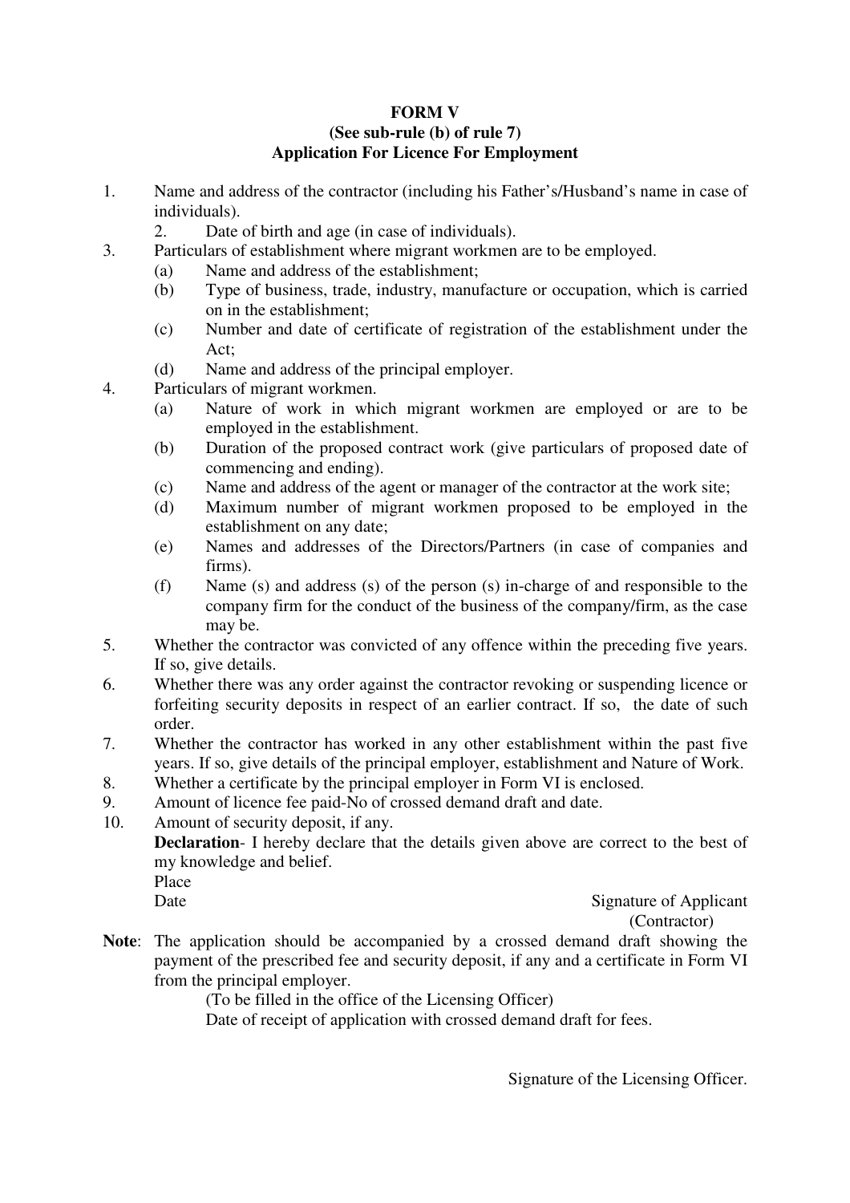**FORM V**
**(See sub-rule (b) of rule 7)**
**Application For Licence For Employment**

1. Name and address of the contractor (including his Father's/Husband's name in case of individuals).
2. Date of birth and age (in case of individuals).
3. Particulars of establishment where migrant workmen are to be employed.
   (a) Name and address of the establishment;
   (b) Type of business, trade, industry, manufacture or occupation, which is carried on in the establishment;
   (c) Number and date of certificate of registration of the establishment under the Act;
   (d) Name and address of the principal employer.
4. Particulars of migrant workmen.
   (a) Nature of work in which migrant workmen are employed or are to be employed in the establishment.
   (b) Duration of the proposed contract work (give particulars of proposed date of commencing and ending).
   (c) Name and address of the agent or manager of the contractor at the work site;
   (d) Maximum number of migrant workmen proposed to be employed in the establishment on any date;
   (e) Names and addresses of the Directors/Partners (in case of companies and firms).
   (f) Name (s) and address (s) of the person (s) in-charge of and responsible to the company firm for the conduct of the business of the company/firm, as the case may be.
5. Whether the contractor was convicted of any offence within the preceding five years. If so, give details.
6. Whether there was any order against the contractor revoking or suspending licence or forfeiting security deposits in respect of an earlier contract. If so, the date of such order.
7. Whether the contractor has worked in any other establishment within the past five years. If so, give details of the principal employer, establishment and Nature of Work.
8. Whether a certificate by the principal employer in Form VI is enclosed.
9. Amount of licence fee paid-No of crossed demand draft and date.
10. Amount of security deposit, if any.

**Declaration**- I hereby declare that the details given above are correct to the best of my knowledge and belief.

Place

Date

Signature of Applicant
(Contractor)

**Note**: The application should be accompanied by a crossed demand draft showing the payment of the prescribed fee and security deposit, if any and a certificate in Form VI from the principal employer.

(To be filled in the office of the Licensing Officer)

Date of receipt of application with crossed demand draft for fees.

Signature of the Licensing Officer.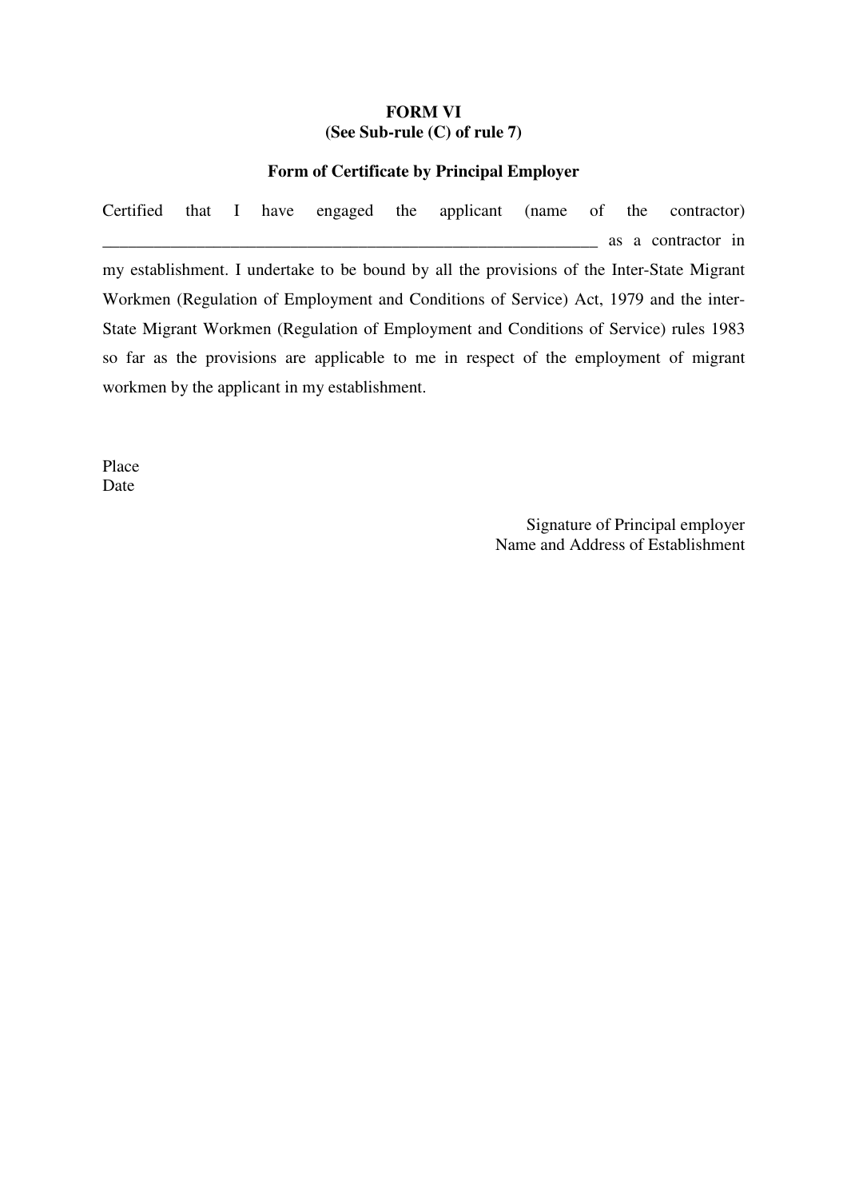**FORM VI**
**(See Sub-rule (C) of rule 7)**

**Form of Certificate by Principal Employer**

Certified that I have engaged the applicant (name of the contractor) ____________________________________________________________ as a contractor in my establishment. I undertake to be bound by all the provisions of the Inter-State Migrant Workmen (Regulation of Employment and Conditions of Service) Act, 1979 and the inter-State Migrant Workmen (Regulation of Employment and Conditions of Service) rules 1983 so far as the provisions are applicable to me in respect of the employment of migrant workmen by the applicant in my establishment.

Place
Date

Signature of Principal employer
Name and Address of Establishment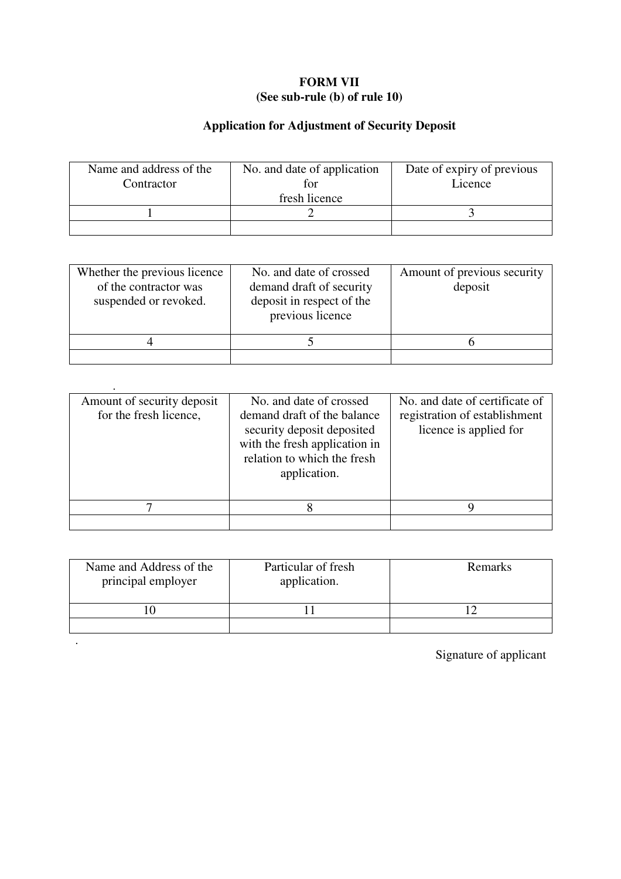**FORM VII**
**(See sub-rule (b) of rule 10)**

**Application for Adjustment of Security Deposit**

| Name and address of the Contractor | No. and date of application for fresh licence | Date of expiry of previous Licence |
|---|---|---|
| 1 | 2 | 3 |
| | | |

| Whether the previous licence of the contractor was suspended or revoked. | No. and date of crossed demand draft of security deposit in respect of the previous licence | Amount of previous security deposit |
|---|---|---|
| 4 | 5 | 6 |
| | | |

| Amount of security deposit for the fresh licence, | No. and date of crossed demand draft of the balance security deposit deposited with the fresh application in relation to which the fresh application. | No. and date of certificate of registration of establishment licence is applied for |
|---|---|---|
| 7 | 8 | 9 |
| | | |

| Name and Address of the principal employer | Particular of fresh application. | Remarks |
|---|---|---|
| 10 | 11 | 12 |
| | | |

Signature of applicant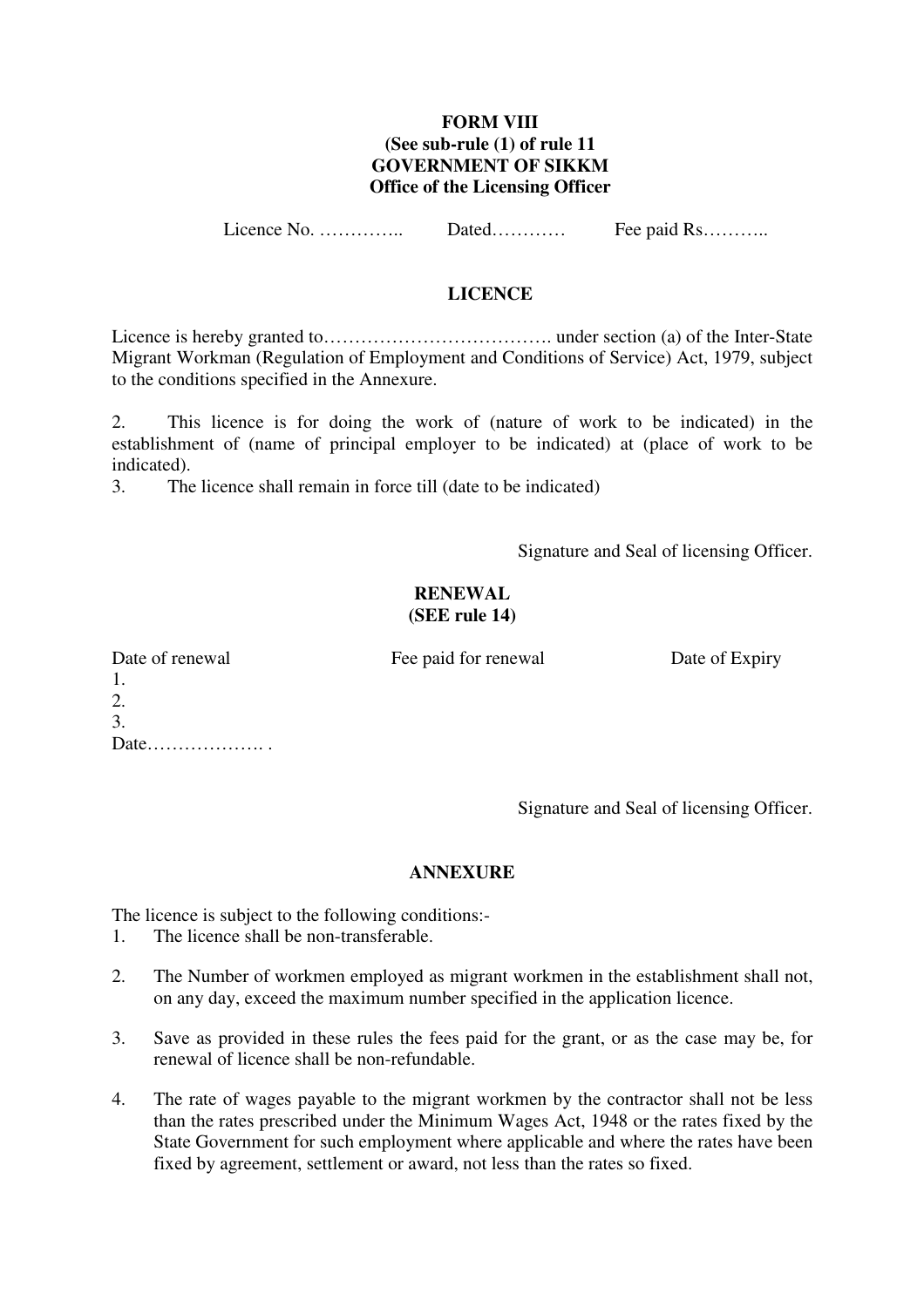**FORM VIII**
**(See sub-rule (1) of rule 11**
**GOVERNMENT OF SIKKM**
**Office of the Licensing Officer**

Licence No. ………….. Dated………… Fee paid Rs………..

## LICENCE

Licence is hereby granted to………………………………. under section (a) of the Inter-State Migrant Workman (Regulation of Employment and Conditions of Service) Act, 1979, subject to the conditions specified in the Annexure.

2. This licence is for doing the work of (nature of work to be indicated) in the establishment of (name of principal employer to be indicated) at (place of work to be indicated).

3. The licence shall remain in force till (date to be indicated)

Signature and Seal of licensing Officer.

## RENEWAL
**(SEE rule 14)**

| Date of renewal | Fee paid for renewal | Date of Expiry |
|---|---|---|
| 1. | | |
| 2. | | |
| 3. | | |

Date………………. .

Signature and Seal of licensing Officer.

## ANNEXURE

The licence is subject to the following conditions:-

1. The licence shall be non-transferable.

2. The Number of workmen employed as migrant workmen in the establishment shall not, on any day, exceed the maximum number specified in the application licence.

3. Save as provided in these rules the fees paid for the grant, or as the case may be, for renewal of licence shall be non-refundable.

4. The rate of wages payable to the migrant workmen by the contractor shall not be less than the rates prescribed under the Minimum Wages Act, 1948 or the rates fixed by the State Government for such employment where applicable and where the rates have been fixed by agreement, settlement or award, not less than the rates so fixed.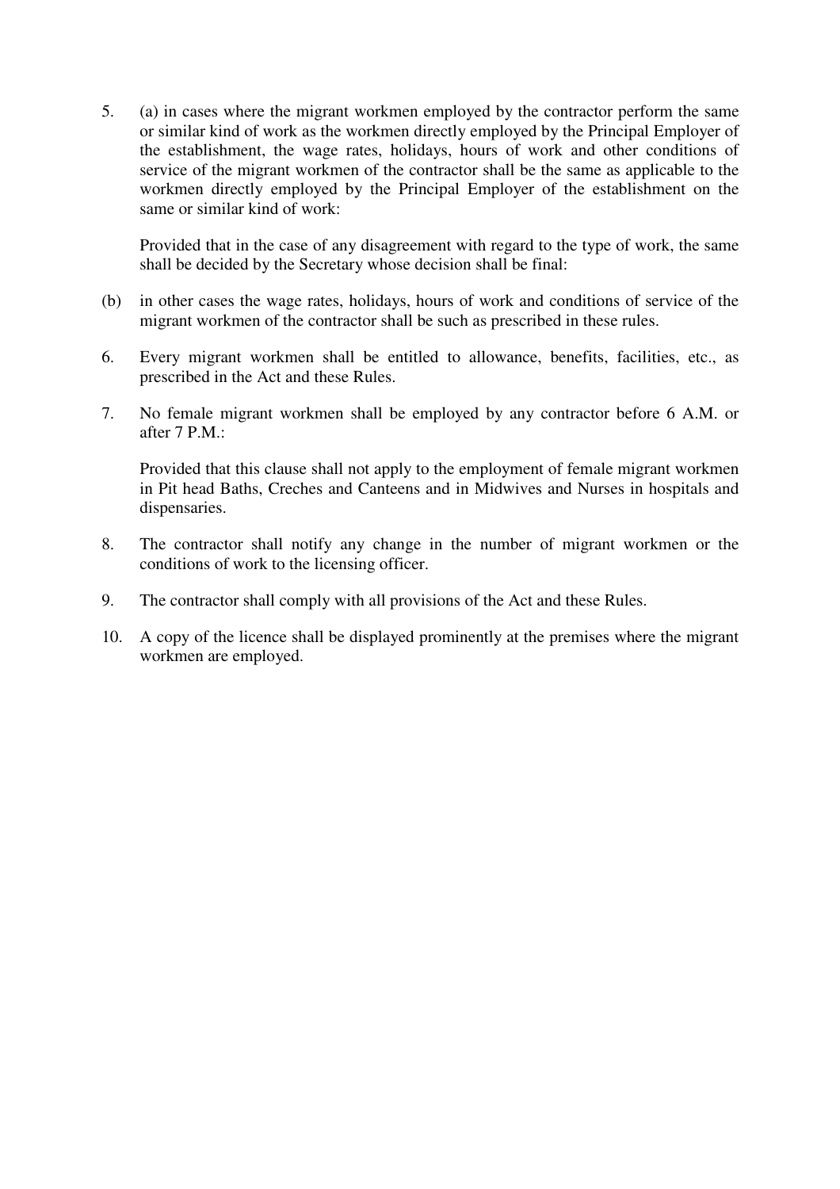5. (a) in cases where the migrant workmen employed by the contractor perform the same or similar kind of work as the workmen directly employed by the Principal Employer of the establishment, the wage rates, holidays, hours of work and other conditions of service of the migrant workmen of the contractor shall be the same as applicable to the workmen directly employed by the Principal Employer of the establishment on the same or similar kind of work:

   Provided that in the case of any disagreement with regard to the type of work, the same shall be decided by the Secretary whose decision shall be final:

(b) in other cases the wage rates, holidays, hours of work and conditions of service of the migrant workmen of the contractor shall be such as prescribed in these rules.

6. Every migrant workmen shall be entitled to allowance, benefits, facilities, etc., as prescribed in the Act and these Rules.

7. No female migrant workmen shall be employed by any contractor before 6 A.M. or after 7 P.M.:

   Provided that this clause shall not apply to the employment of female migrant workmen in Pit head Baths, Creches and Canteens and in Midwives and Nurses in hospitals and dispensaries.

8. The contractor shall notify any change in the number of migrant workmen or the conditions of work to the licensing officer.

9. The contractor shall comply with all provisions of the Act and these Rules.

10. A copy of the licence shall be displayed prominently at the premises where the migrant workmen are employed.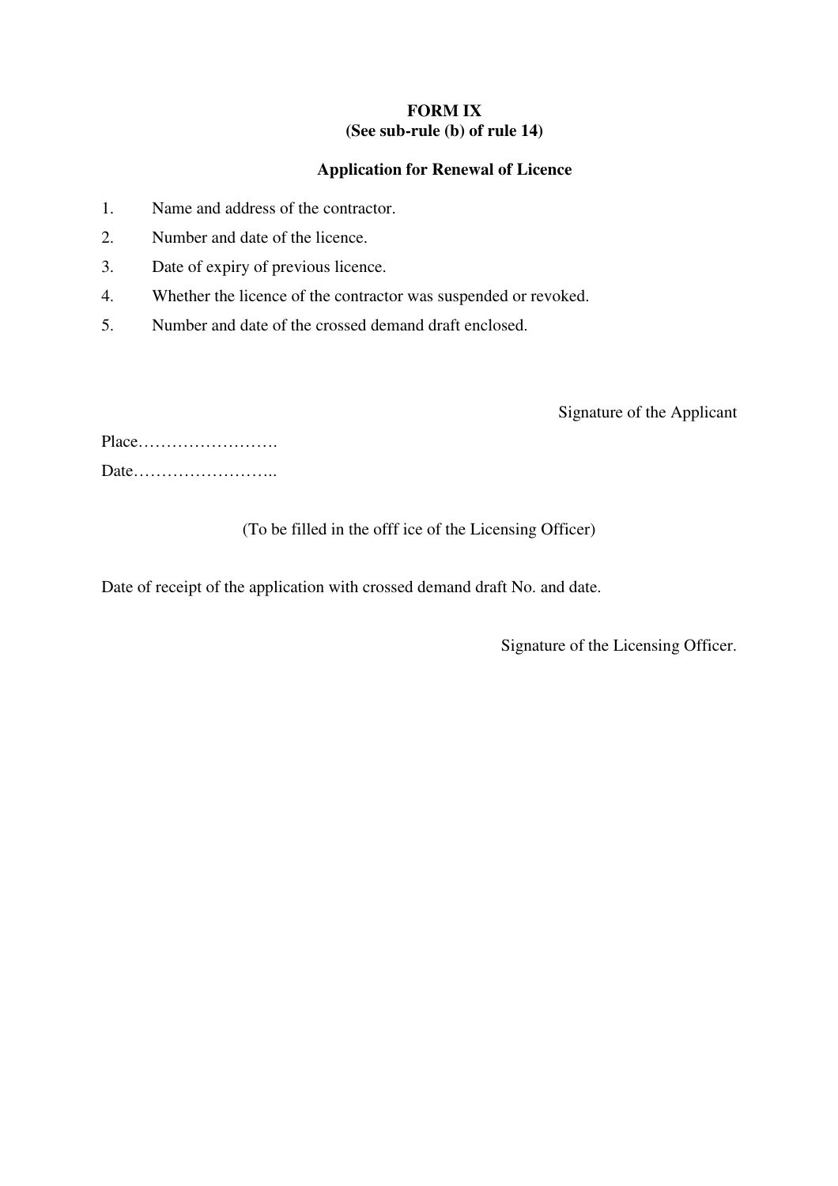**FORM IX**
**(See sub-rule (b) of rule 14)**

**Application for Renewal of Licence**

1. Name and address of the contractor.
2. Number and date of the licence.
3. Date of expiry of previous licence.
4. Whether the licence of the contractor was suspended or revoked.
5. Number and date of the crossed demand draft enclosed.

Signature of the Applicant

Place…………………….

Date……………………..

(To be filled in the offf ice of the Licensing Officer)

Date of receipt of the application with crossed demand draft No. and date.

Signature of the Licensing Officer.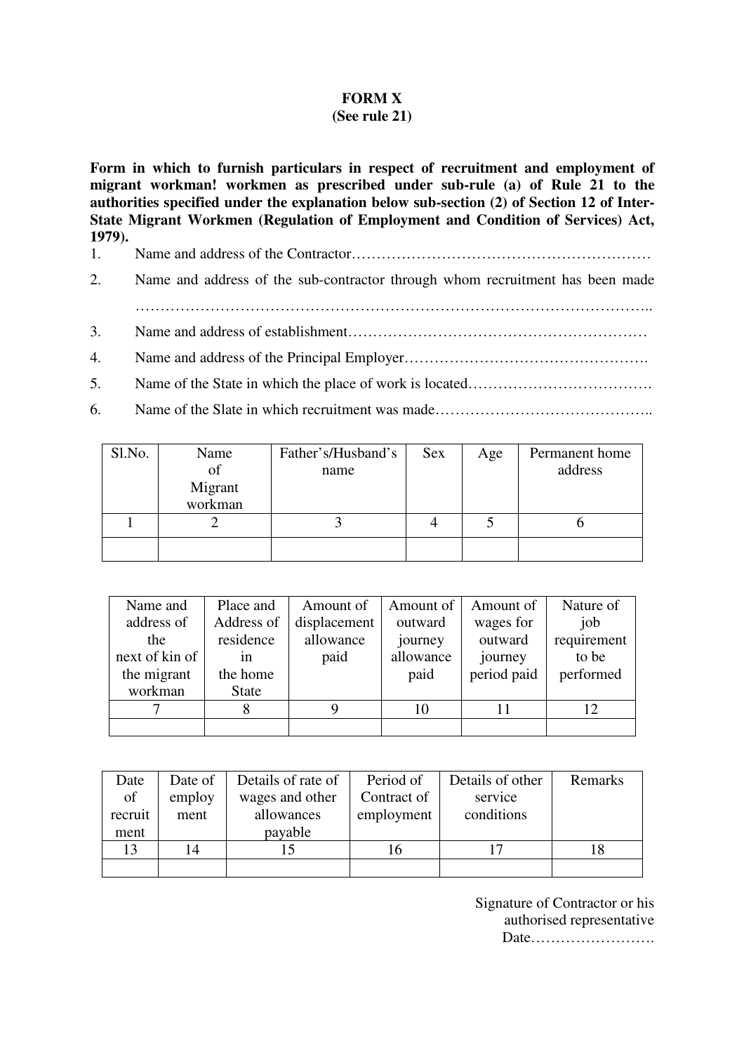**FORM X**
**(See rule 21)**

**Form in which to furnish particulars in respect of recruitment and employment of migrant workman! workmen as prescribed under sub-rule (a) of Rule 21 to the authorities specified under the explanation below sub-section (2) of Section 12 of Inter-State Migrant Workmen (Regulation of Employment and Condition of Services) Act, 1979).**

1. Name and address of the Contractor……………………………………………………
2. Name and address of the sub-contractor through whom recruitment has been made ………………………………………………………………………………………..
3. Name and address of establishment……………………………………………………
4. Name and address of the Principal Employer………………………………………….
5. Name of the State in which the place of work is located……………………………….
6. Name of the Slate in which recruitment was made……………………………………..

| Sl.No. | Name of Migrant workman | Father's/Husband's name | Sex | Age | Permanent home address |
|---|---|---|---|---|---|
| 1 | 2 | 3 | 4 | 5 | 6 |
| | | | | | |

| Name and address of the next of kin of the migrant workman | Place and Address of residence in the home State | Amount of displacement allowance paid | Amount of outward journey allowance paid | Amount of wages for outward journey period paid | Nature of job requirement to be performed |
|---|---|---|---|---|---|
| 7 | 8 | 9 | 10 | 11 | 12 |
| | | | | | |

| Date of recruit ment | Date of employ ment | Details of rate of wages and other allowances payable | Period of Contract of employment | Details of other service conditions | Remarks |
|---|---|---|---|---|---|
| 13 | 14 | 15 | 16 | 17 | 18 |
| | | | | | |

Signature of Contractor or his authorised representative
Date…………………….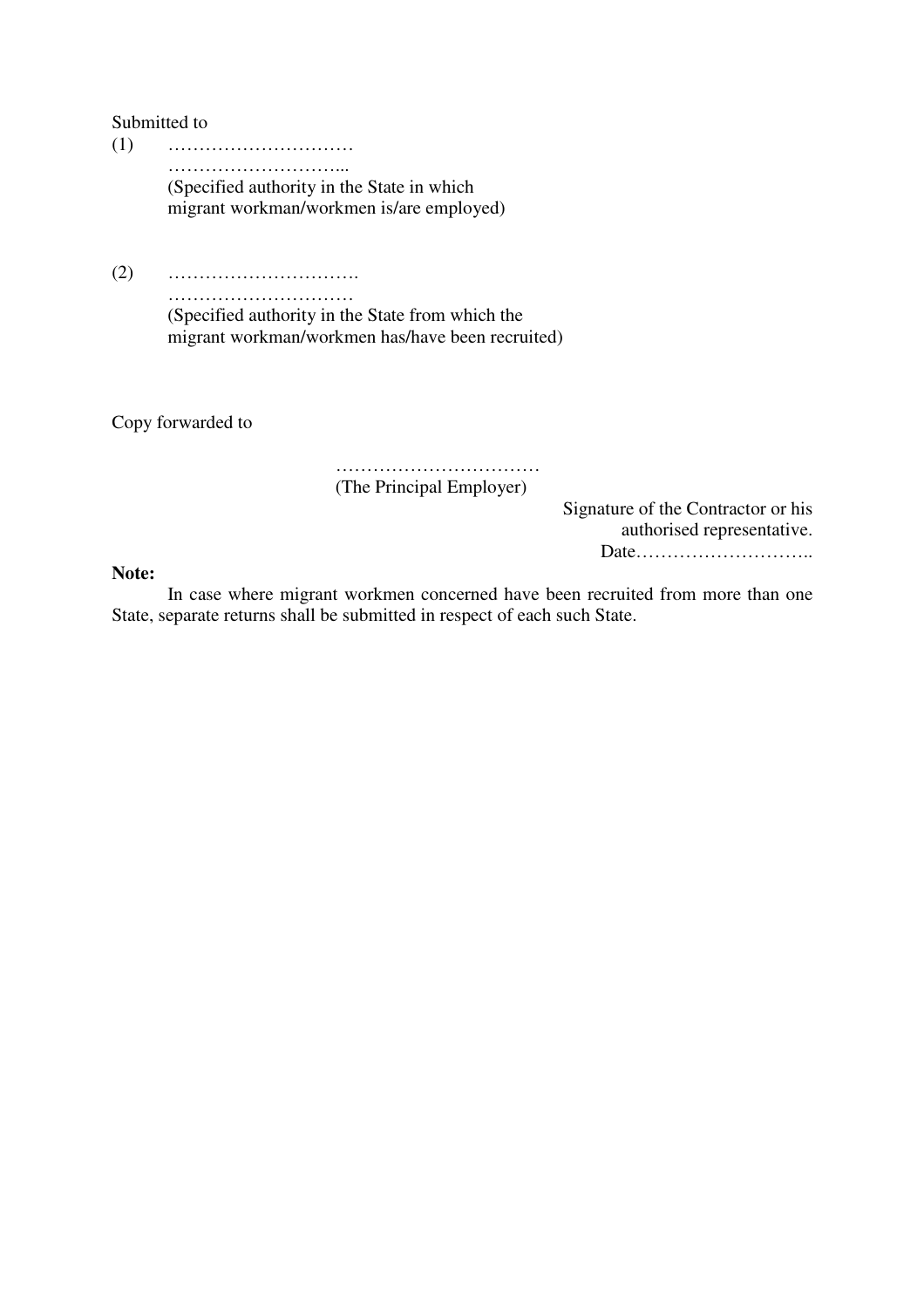Submitted to

(1) …………………………
…………………………...
(Specified authority in the State in which
migrant workman/workmen is/are employed)

(2) ………………………….
…………………………
(Specified authority in the State from which the
migrant workman/workmen has/have been recruited)

Copy forwarded to

……………………………
(The Principal Employer)

Signature of the Contractor or his
authorised representative.
Date………………………..

**Note:**

In case where migrant workmen concerned have been recruited from more than one State, separate returns shall be submitted in respect of each such State.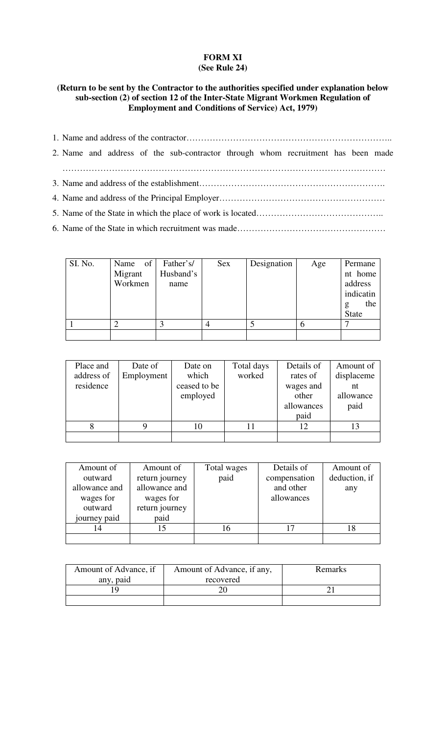**FORM XI**
**(See Rule 24)**

**(Return to be sent by the Contractor to the authorities specified under explanation below sub-section (2) of section 12 of the Inter-State Migrant Workmen Regulation of Employment and Conditions of Service) Act, 1979)**

1. Name and address of the contractor……………………………………………………………..
2. Name and address of the sub-contractor through whom recruitment has been made ………………………………………………………………………………………………
3. Name and address of the establishment……………………………………………………….
4. Name and address of the Principal Employer…………………………………………………
5. Name of the State in which the place of work is located……………………………………..
6. Name of the State in which recruitment was made……………………………………………

| SI. No. | Name of Migrant Workmen | Father's/ Husband's name | Sex | Designation | Age | Permanent home address indicating the State |
|---|---|---|---|---|---|---|
| 1 | 2 | 3 | 4 | 5 | 6 | 7 |
| | | | | | | |

| Place and address of residence | Date of Employment | Date on which ceased to be employed | Total days worked | Details of rates of wages and other allowances paid | Amount of displacement allowance paid |
|---|---|---|---|---|---|
| 8 | 9 | 10 | 11 | 12 | 13 |
| | | | | | |

| Amount of outward allowance and wages for outward journey paid | Amount of return journey allowance and wages for return journey paid | Total wages paid | Details of compensation and other allowances | Amount of deduction, if any |
|---|---|---|---|---|
| 14 | 15 | 16 | 17 | 18 |
| | | | | |

| Amount of Advance, if any, paid | Amount of Advance, if any, recovered | Remarks |
|---|---|---|
| 19 | 20 | 21 |
| | | |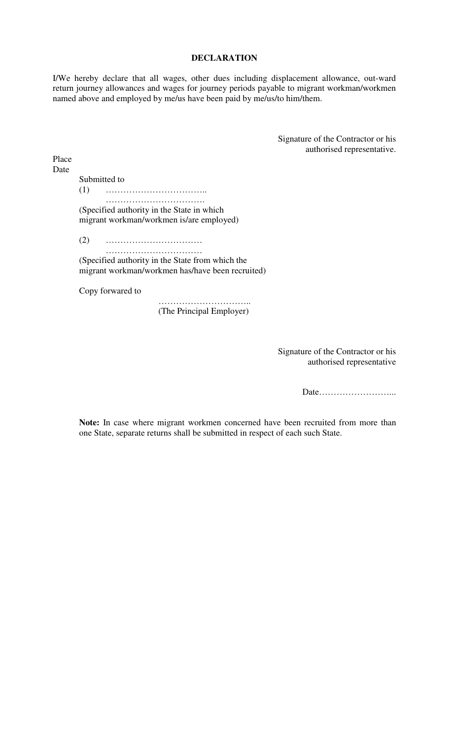**DECLARATION**

I/We hereby declare that all wages, other dues including displacement allowance, out-ward return journey allowances and wages for journey periods payable to migrant workman/workmen named above and employed by me/us have been paid by me/us/to him/them.

Signature of the Contractor or his authorised representative.

Place

Date

Submitted to

(1) ……………………………..
……………………………. 
(Specified authority in the State in which migrant workman/workmen is/are employed)

(2) ……………………………
……………………………
(Specified authority in the State from which the migrant workman/workmen has/have been recruited)

Copy forwarded to

…………………………..
(The Principal Employer)

Signature of the Contractor or his authorised representative

Date……………………...

**Note:** In case where migrant workmen concerned have been recruited from more than one State, separate returns shall be submitted in respect of each such State.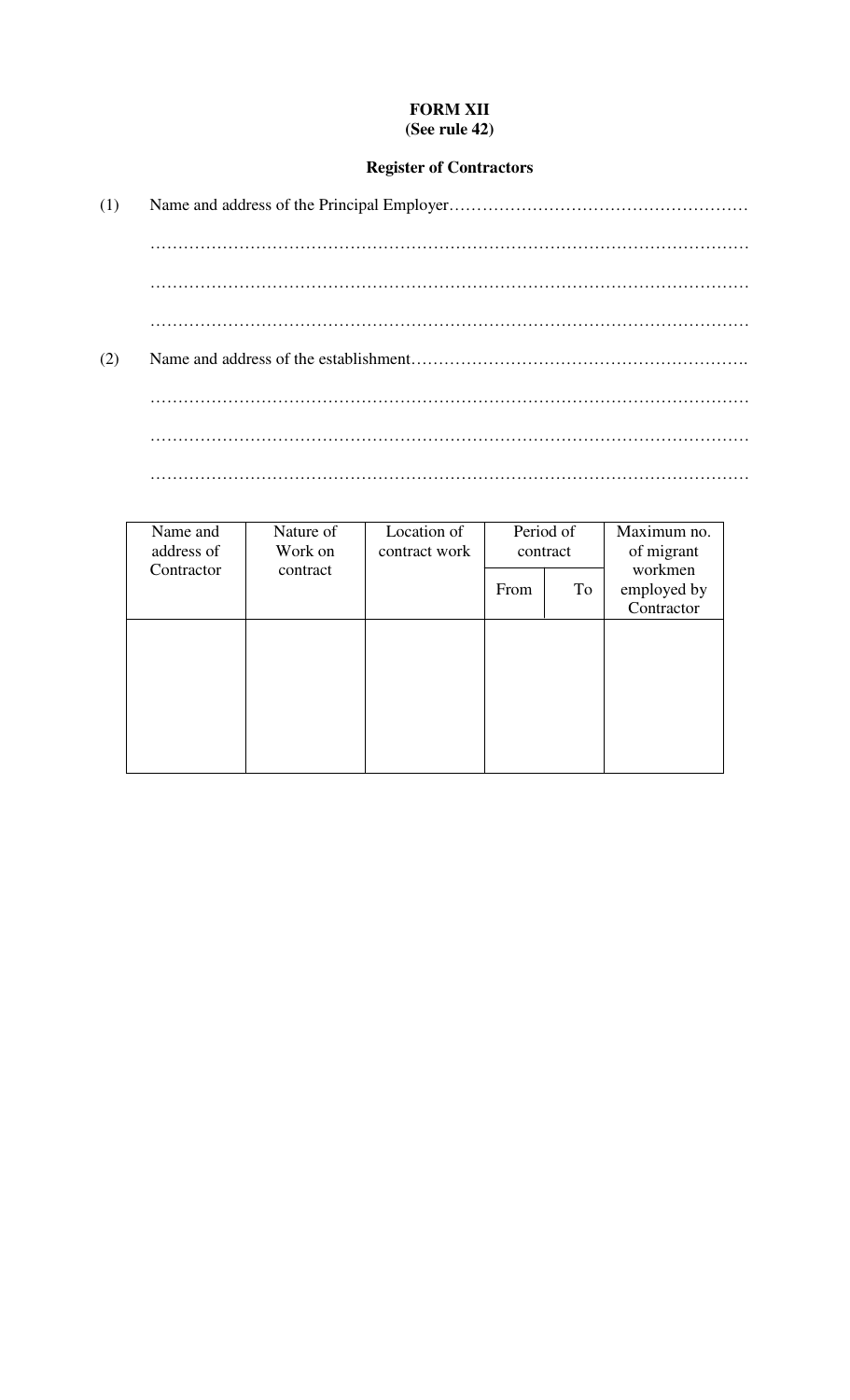**FORM XII**
**(See rule 42)**

**Register of Contractors**

(1) Name and address of the Principal Employer………………………………………………

……………………………………………………………………………………………………

……………………………………………………………………………………………………

……………………………………………………………………………………………………

(2) Name and address of the establishment…………………………………………………….

……………………………………………………………………………………………………

……………………………………………………………………………………………………

……………………………………………………………………………………………………

| Name and address of Contractor | Nature of Work on contract | Location of contract work | Period of contract | | Maximum no. of migrant workmen employed by Contractor |
|---|---|---|---|---|---|
| | | | From | To | |
| | | | | | |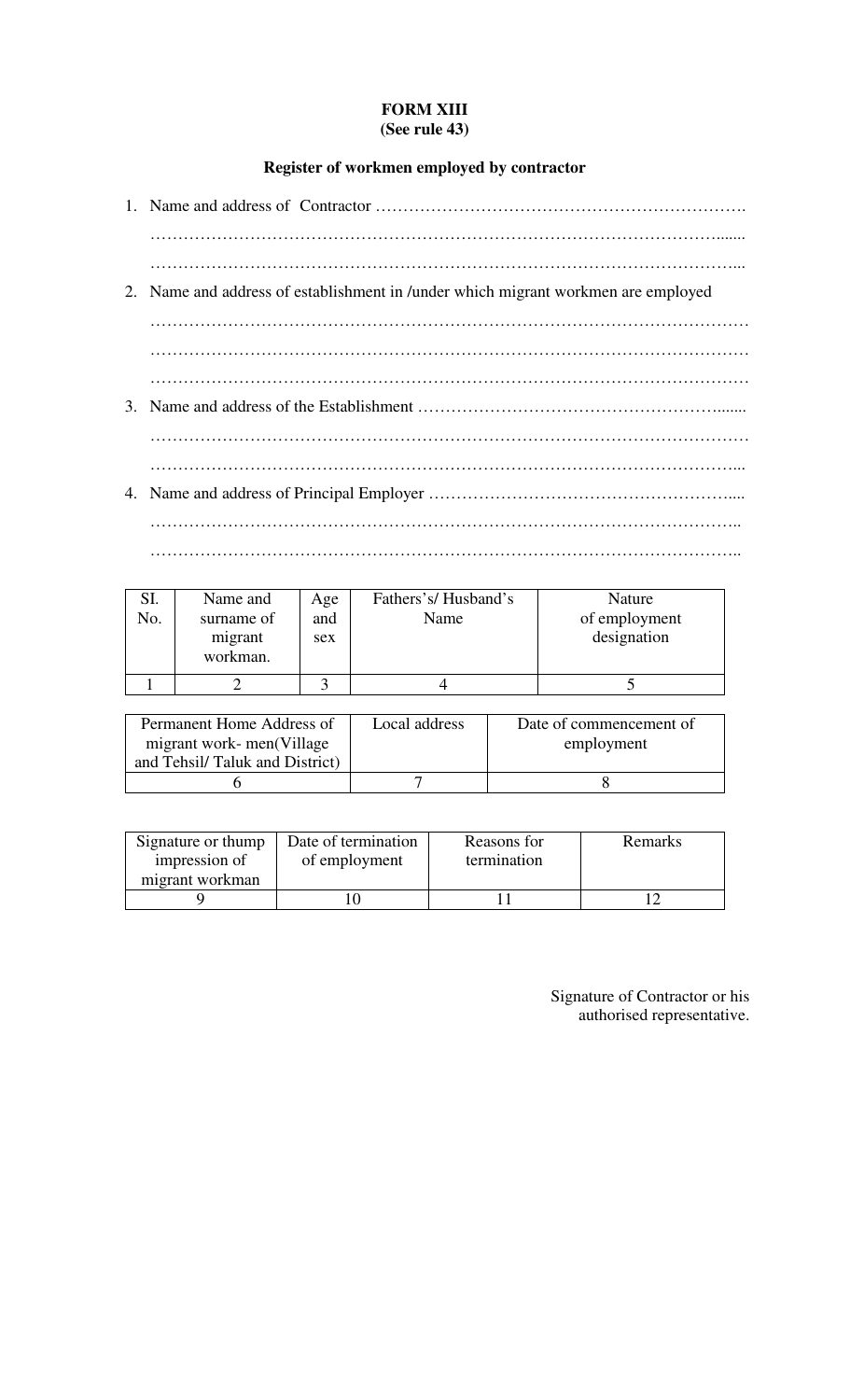**FORM XIII**
**(See rule 43)**

**Register of workmen employed by contractor**

1. Name and address of Contractor …………………………………………………………….
   …………………………………………………………………………………………….......
   ……………………………………………………………………………………………...
2. Name and address of establishment in /under which migrant workmen are employed
   ………………………………………………………………………………………………
   ………………………………………………………………………………………………
   ………………………………………………………………………………………………
3. Name and address of the Establishment ………………………………………………........
   ………………………………………………………………………………………………
   ……………………………………………………………………………………………...
4. Name and address of Principal Employer ………………………………………………....
   …………………………………………………………………………………………..
   …………………………………………………………………………………………..

| SI. No. | Name and surname of migrant workman. | Age and sex | Fathers's/ Husband's Name | Nature of employment designation |
|---|---|---|---|---|
| 1 | 2 | 3 | 4 | 5 |

| Permanent Home Address of migrant work- men(Village and Tehsil/ Taluk and District) | Local address | Date of commencement of employment |
|---|---|---|
| 6 | 7 | 8 |

| Signature or thump impression of migrant workman | Date of termination of employment | Reasons for termination | Remarks |
|---|---|---|---|
| 9 | 10 | 11 | 12 |

Signature of Contractor or his authorised representative.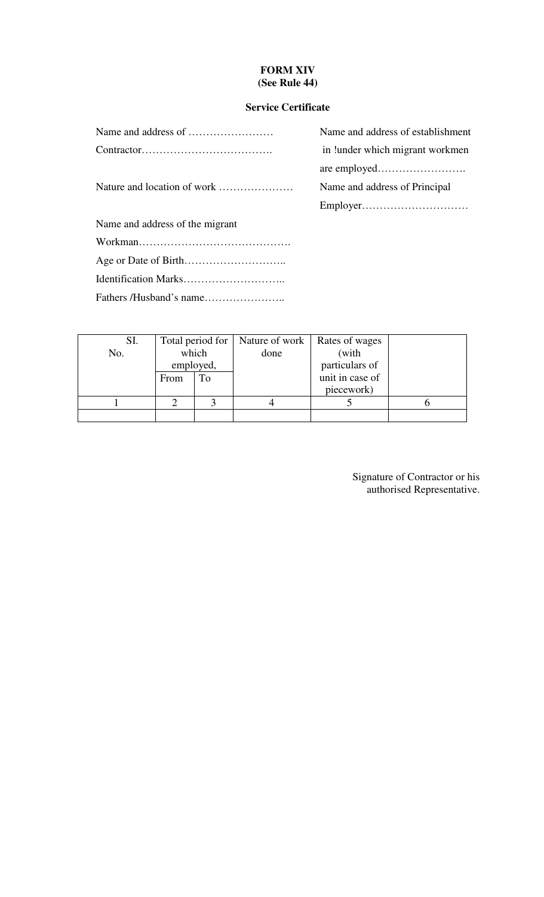**FORM XIV**
**(See Rule 44)**

**Service Certificate**

Name and address of ……………………
Contractor……………………………….

Nature and location of work …………………

Name and address of establishment in !under which migrant workmen are employed…………………….

Name and address of Principal Employer…………………………

Name and address of the migrant Workman…………………………………….

Age or Date of Birth………………………..

Identification Marks………………………..

Fathers /Husband's name…………………..

| SI. No. | Total period for which employed, | | Nature of work done | Rates of wages (with particulars of unit in case of piecework) | |
|---|---|---|---|---|---|
| | From | To | | | |
| 1 | 2 | 3 | 4 | 5 | 6 |
| | | | | | |

Signature of Contractor or his authorised Representative.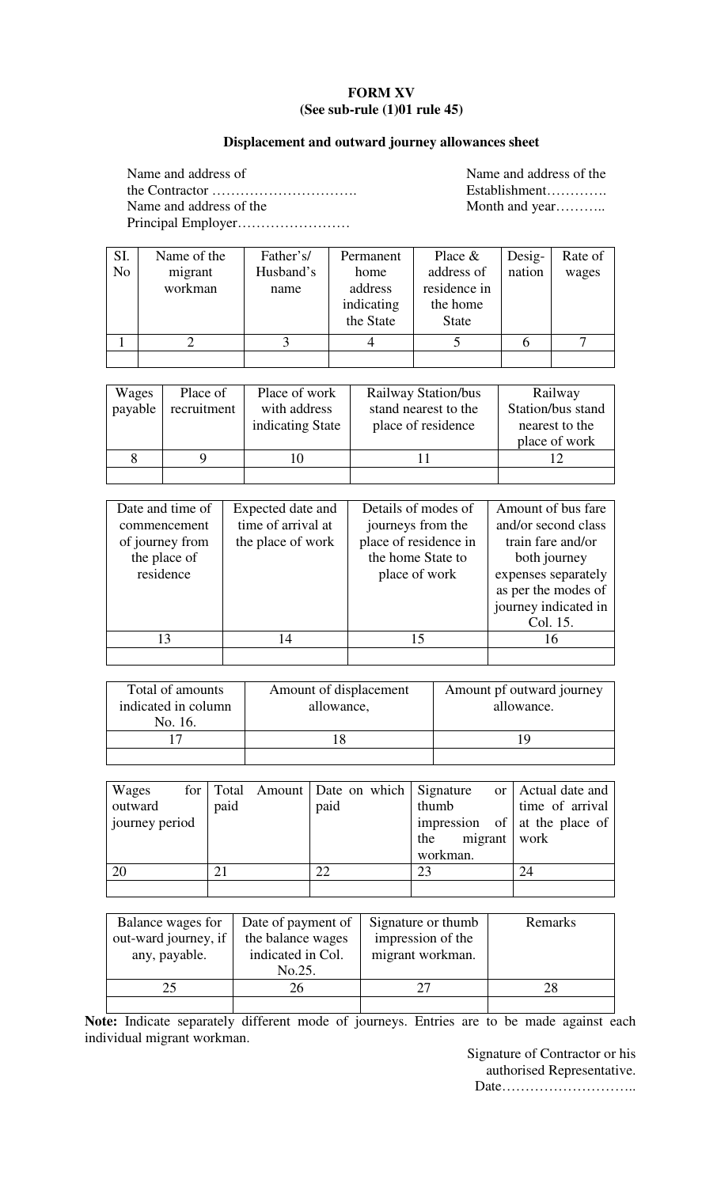**FORM XV**
**(See sub-rule (1)01 rule 45)**

**Displacement and outward journey allowances sheet**

Name and address of the Contractor ………………………….
Name and address of the Principal Employer……………………

Name and address of the Establishment………….
Month and year………..

| SI. No | Name of the migrant workman | Father's/ Husband's name | Permanent home address indicating the State | Place & address of residence in the home State | Desig-nation | Rate of wages |
|---|---|---|---|---|---|---|
| 1 | 2 | 3 | 4 | 5 | 6 | 7 |
| | | | | | | |

| Wages payable | Place of recruitment | Place of work with address indicating State | Railway Station/bus stand nearest to the place of residence | Railway Station/bus stand nearest to the place of work |
|---|---|---|---|---|
| 8 | 9 | 10 | 11 | 12 |
| | | | | |

| Date and time of commencement of journey from the place of residence | Expected date and time of arrival at the place of work | Details of modes of journeys from the place of residence in the home State to place of work | Amount of bus fare and/or second class train fare and/or both journey expenses separately as per the modes of journey indicated in Col. 15. |
|---|---|---|---|
| 13 | 14 | 15 | 16 |
| | | | |

| Total of amounts indicated in column No. 16. | Amount of displacement allowance, | Amount pf outward journey allowance. |
|---|---|---|
| 17 | 18 | 19 |
| | | |

| Wages for outward journey period | Total Amount paid | Date on which paid | Signature or thumb impression of the migrant workman. | Actual date and time of arrival at the place of work |
|---|---|---|---|---|
| 20 | 21 | 22 | 23 | 24 |
| | | | | |

| Balance wages for out-ward journey, if any, payable. | Date of payment of the balance wages indicated in Col. No.25. | Signature or thumb impression of the migrant workman. | Remarks |
|---|---|---|---|
| 25 | 26 | 27 | 28 |
| | | | |

**Note:** Indicate separately different mode of journeys. Entries are to be made against each individual migrant workman.

Signature of Contractor or his authorised Representative.
Date………………………..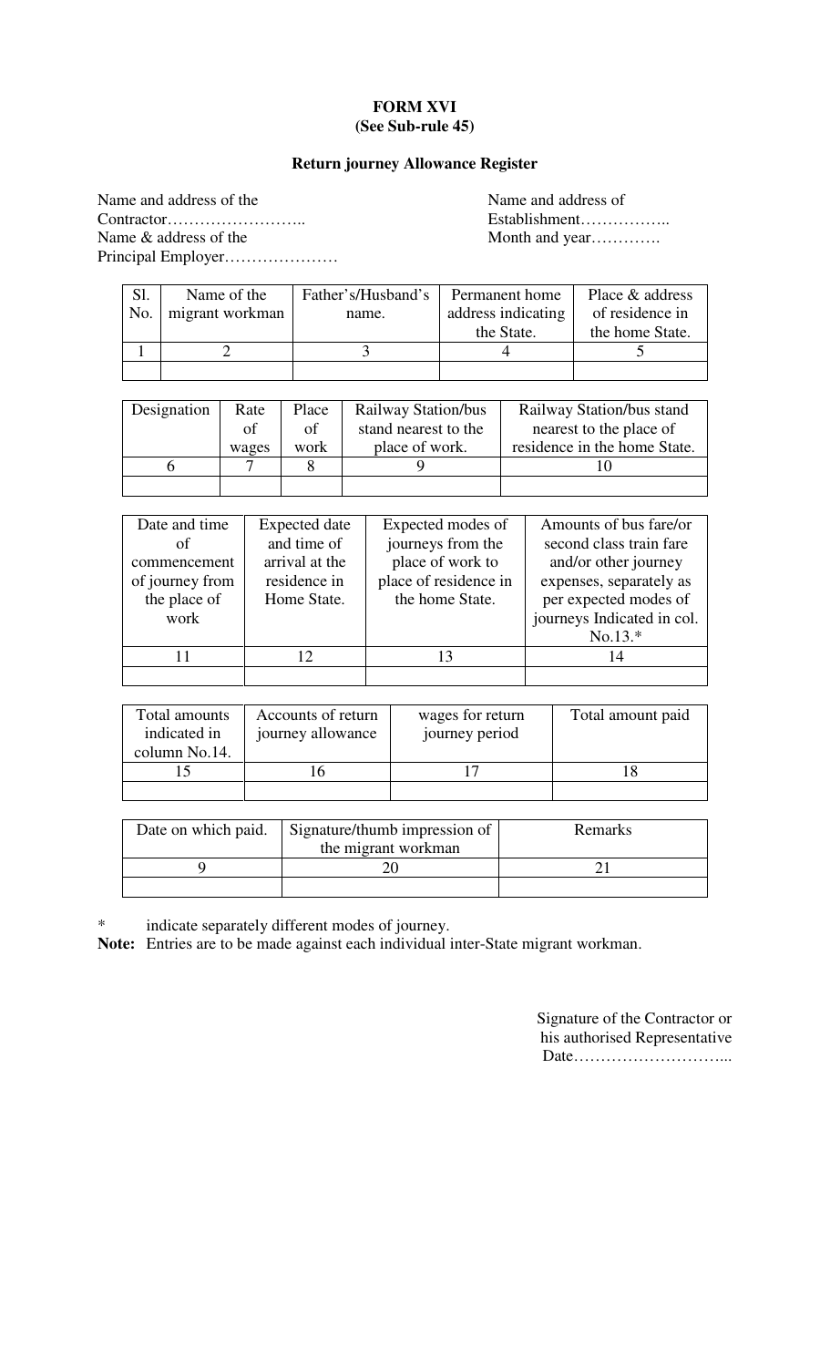**FORM XVI**
**(See Sub-rule 45)**

**Return journey Allowance Register**

Name and address of the Contractor……………………..
Name & address of the Principal Employer…………………

Name and address of Establishment……………..
Month and year………….

| Sl. No. | Name of the migrant workman | Father's/Husband's name. | Permanent home address indicating the State. | Place & address of residence in the home State. |
|---|---|---|---|---|
| 1 | 2 | 3 | 4 | 5 |
| | | | | |

| Designation | Rate of wages | Place of work | Railway Station/bus stand nearest to the place of work. | Railway Station/bus stand nearest to the place of residence in the home State. |
|---|---|---|---|---|
| 6 | 7 | 8 | 9 | 10 |
| | | | | |

| Date and time of commencement of journey from the place of work | Expected date and time of arrival at the residence in Home State. | Expected modes of journeys from the place of work to place of residence in the home State. | Amounts of bus fare/or second class train fare and/or other journey expenses, separately as per expected modes of journeys Indicated in col. No.13.* |
|---|---|---|---|
| 11 | 12 | 13 | 14 |
| | | | |

| Total amounts indicated in column No.14. | Accounts of return journey allowance | wages for return journey period | Total amount paid |
|---|---|---|---|
| 15 | 16 | 17 | 18 |
| | | | |

| Date on which paid. | Signature/thumb impression of the migrant workman | Remarks |
|---|---|---|
| 9 | 20 | 21 |
| | | |

\* indicate separately different modes of journey.

**Note:** Entries are to be made against each individual inter-State migrant workman.

Signature of the Contractor or his authorised Representative
Date………………………...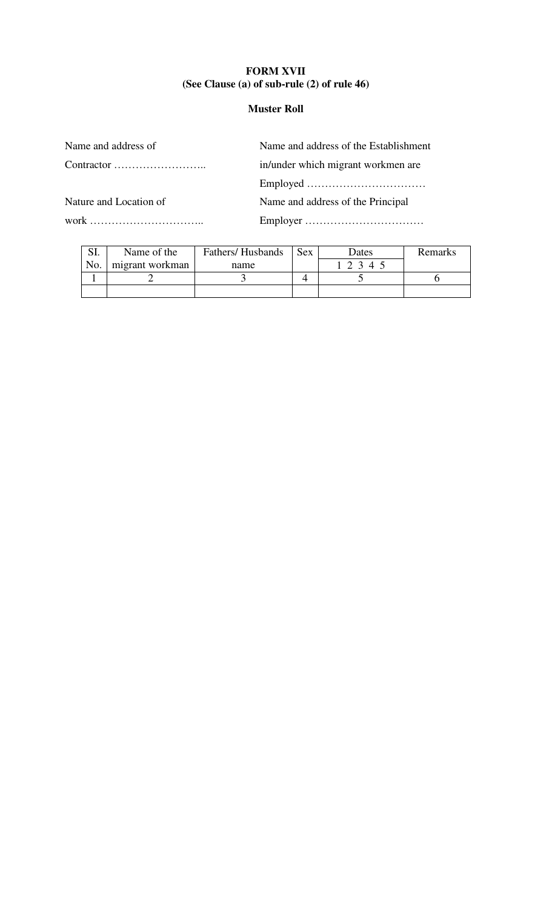**FORM XVII**
**(See Clause (a) of sub-rule (2) of rule 46)**

**Muster Roll**

Name and address of Contractor ……………………..

Nature and Location of work …………………………..

Name and address of the Establishment in/under which migrant workmen are Employed ……………………………

Name and address of the Principal Employer ……………………………

| SI. No. | Name of the migrant workman | Fathers/ Husbands name | Sex | Dates | Remarks |
|---|---|---|---|---|---|
| | | | | 1 2 3 4 5 | |
| 1 | 2 | 3 | 4 | 5 | 6 |
| | | | | | |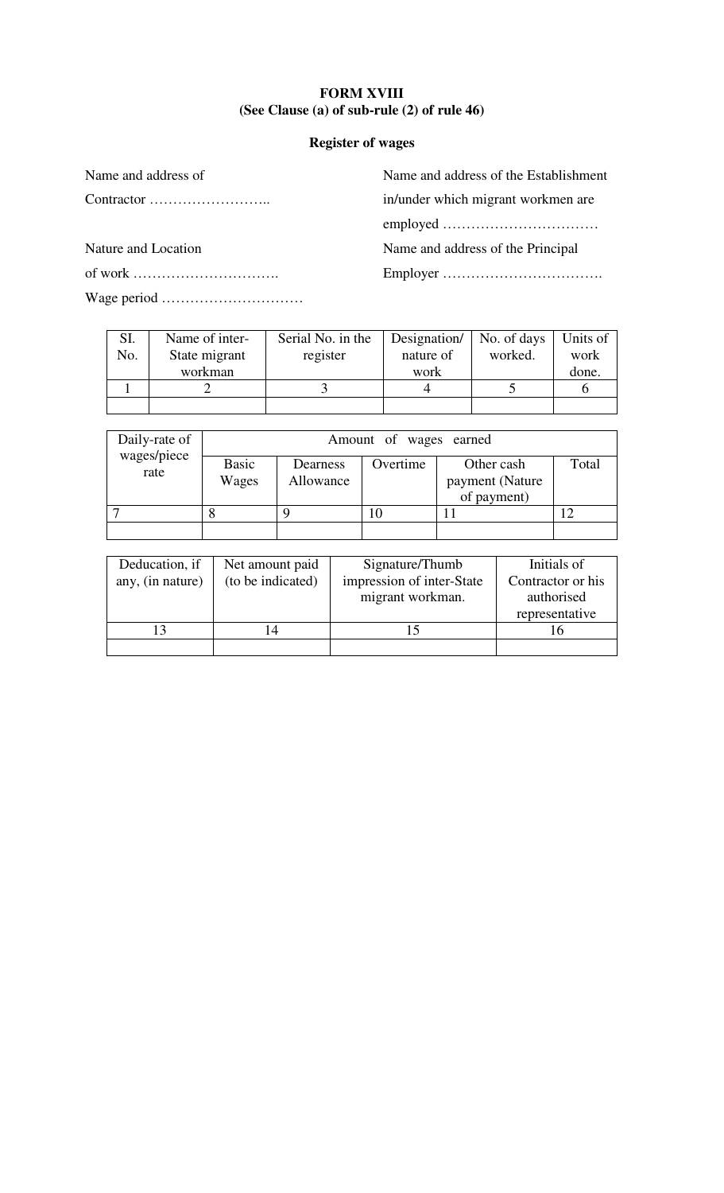**FORM XVIII**
**(See Clause (a) of sub-rule (2) of rule 46)**

**Register of wages**

Name and address of Contractor ……………………..

Name and address of the Establishment in/under which migrant workmen are employed ……………………………

Nature and Location of work ………………………….

Name and address of the Principal Employer …………………………….

Wage period …………………………

| SI. No. | Name of inter-State migrant workman | Serial No. in the register | Designation/ nature of work | No. of days worked. | Units of work done. |
|---|---|---|---|---|---|
| 1 | 2 | 3 | 4 | 5 | 6 |
| | | | | | |

| Daily-rate of wages/piece rate | Amount of wages earned | | | | |
|---|---|---|---|---|---|
| | Basic Wages | Dearness Allowance | Overtime | Other cash payment (Nature of payment) | Total |
| 7 | 8 | 9 | 10 | 11 | 12 |
| | | | | | |

| Deducation, if any, (in nature) | Net amount paid (to be indicated) | Signature/Thumb impression of inter-State migrant workman. | Initials of Contractor or his authorised representative |
|---|---|---|---|
| 13 | 14 | 15 | 16 |
| | | | |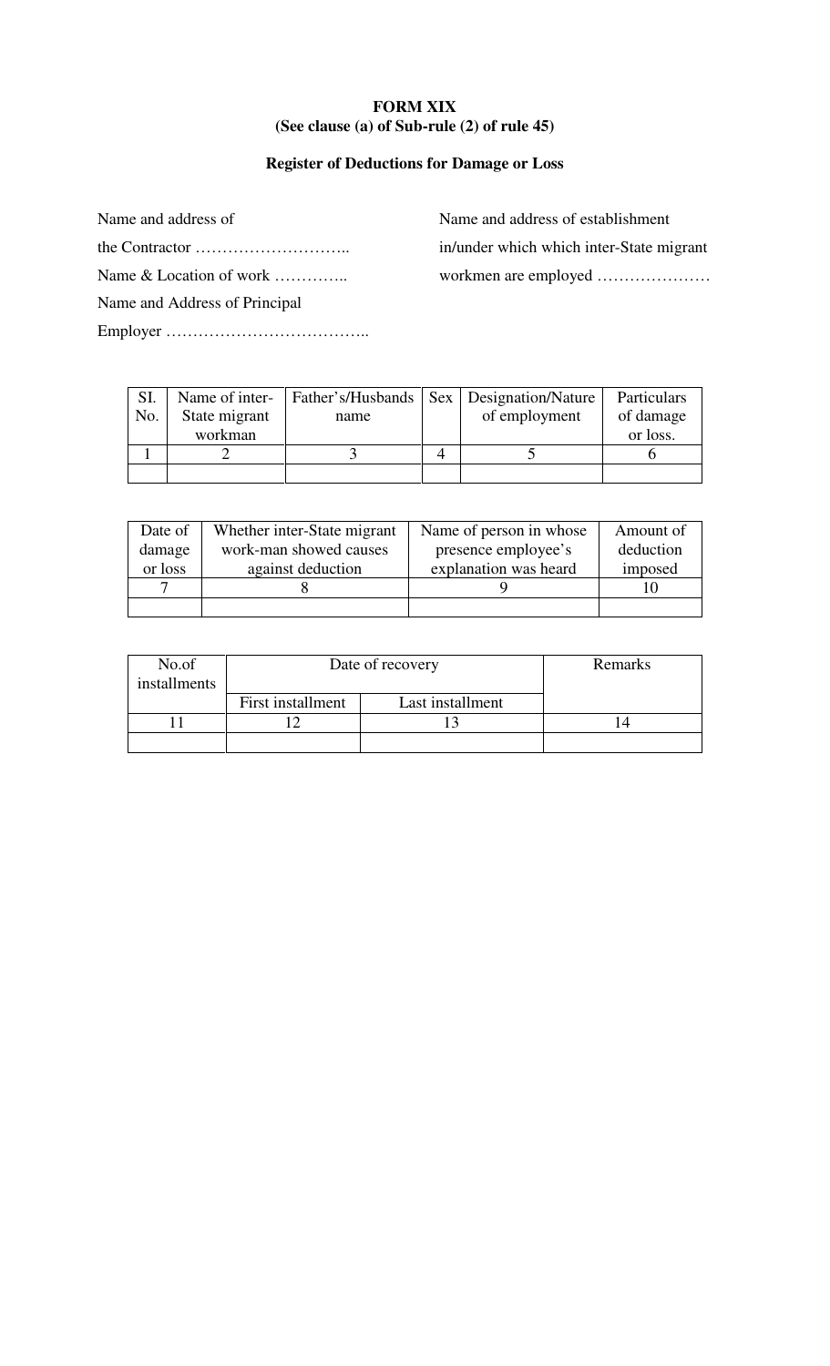**FORM XIX**
**(See clause (a) of Sub-rule (2) of rule 45)**

**Register of Deductions for Damage or Loss**

Name and address of the Contractor ………………………..

Name & Location of work …………..

Name and Address of Principal Employer ………………………………..

Name and address of establishment in/under which which inter-State migrant workmen are employed …………………

| SI. No. | Name of inter-State migrant workman | Father's/Husbands name | Sex | Designation/Nature of employment | Particulars of damage or loss. |
|---|---|---|---|---|---|
| 1 | 2 | 3 | 4 | 5 | 6 |
| | | | | | |

| Date of damage or loss | Whether inter-State migrant work-man showed causes against deduction | Name of person in whose presence employee's explanation was heard | Amount of deduction imposed |
|---|---|---|---|
| 7 | 8 | 9 | 10 |
| | | | |

| No.of installments | Date of recovery | | Remarks |
|---|---|---|---|
| | First installment | Last installment | |
| 11 | 12 | 13 | 14 |
| | | | |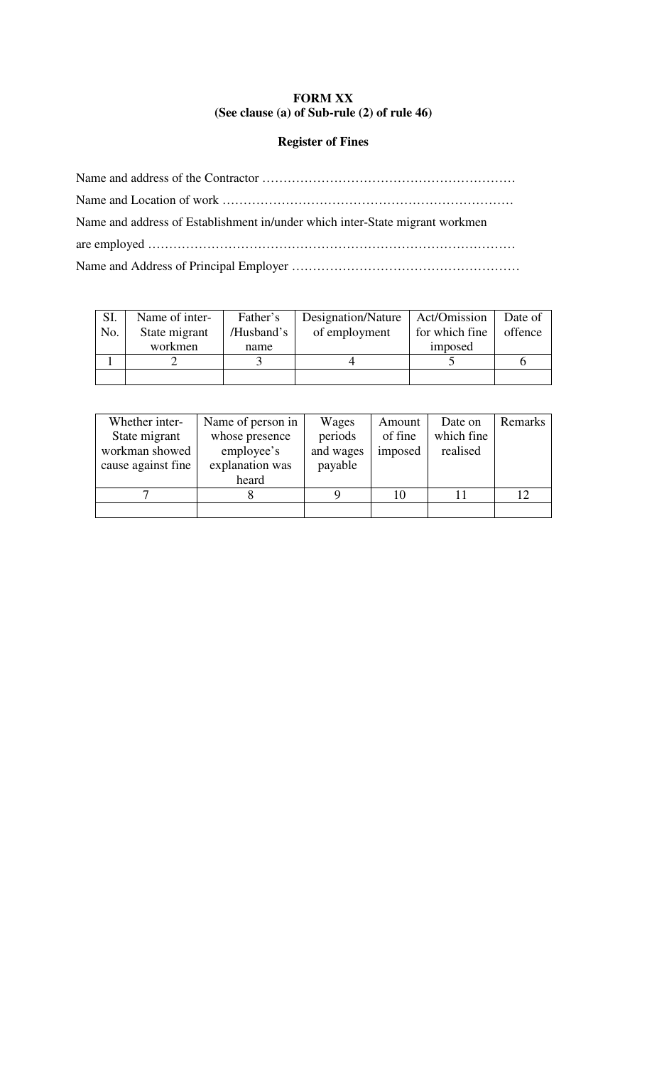**FORM XX**
**(See clause (a) of Sub-rule (2) of rule 46)**

**Register of Fines**

Name and address of the Contractor ……………………………………………………

Name and Location of work ……………………………………………………………

Name and address of Establishment in/under which inter-State migrant workmen are employed ……………………………………………………………………………

Name and Address of Principal Employer ………………………………………………

| SI. No. | Name of inter-State migrant workmen | Father's /Husband's name | Designation/Nature of employment | Act/Omission for which fine imposed | Date of offence |
|---|---|---|---|---|---|
| 1 | 2 | 3 | 4 | 5 | 6 |
| | | | | | |

| Whether inter-State migrant workman showed cause against fine | Name of person in whose presence employee's explanation was heard | Wages periods and wages payable | Amount of fine imposed | Date on which fine realised | Remarks |
|---|---|---|---|---|---|
| 7 | 8 | 9 | 10 | 11 | 12 |
| | | | | | |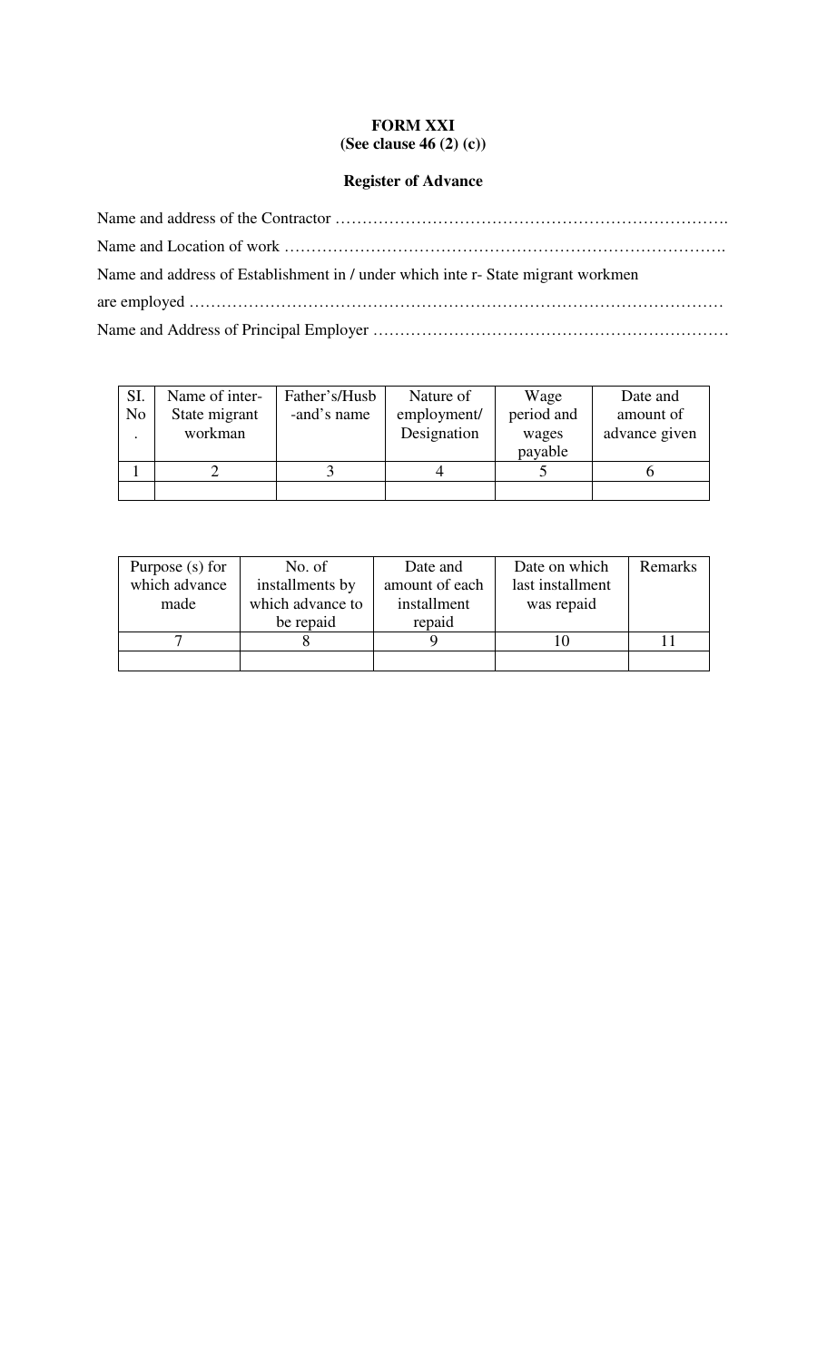**FORM XXI**
**(See clause 46 (2) (c))**

**Register of Advance**

Name and address of the Contractor ……………………………………………………………….

Name and Location of work ……………………………………………………………………….

Name and address of Establishment in / under which inte r- State migrant workmen

are employed ………………………………………………………………………………………

Name and Address of Principal Employer …………………………………………………………

| SI. No. | Name of inter-State migrant workman | Father's/Husb-and's name | Nature of employment/ Designation | Wage period and wages payable | Date and amount of advance given |
|---|---|---|---|---|---|
| 1 | 2 | 3 | 4 | 5 | 6 |
| | | | | | |

| Purpose (s) for which advance made | No. of installments by which advance to be repaid | Date and amount of each installment repaid | Date on which last installment was repaid | Remarks |
|---|---|---|---|---|
| 7 | 8 | 9 | 10 | 11 |
| | | | | |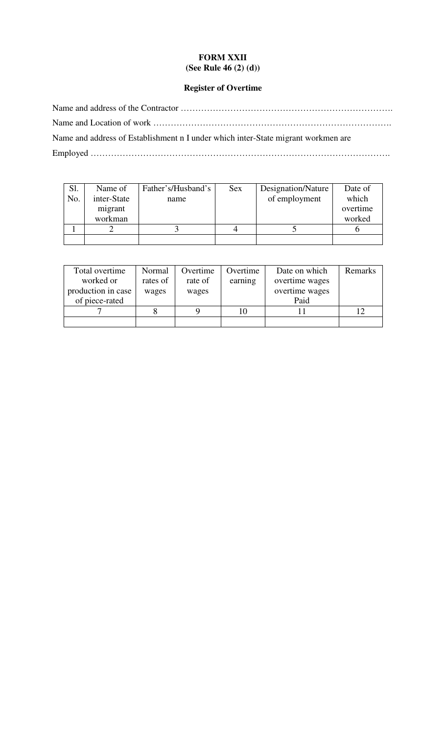**FORM XXII**
**(See Rule 46 (2) (d))**

**Register of Overtime**

Name and address of the Contractor ……………………………………………………………….

Name and Location of work ……………………………………………………………………….

Name and address of Establishment n I under which inter-State migrant workmen are

Employed ………………………………………………………………………………………….

| Sl. No. | Name of inter-State migrant workman | Father's/Husband's name | Sex | Designation/Nature of employment | Date of which overtime worked |
|---|---|---|---|---|---|
| 1 | 2 | 3 | 4 | 5 | 6 |
| | | | | | |

| Total overtime worked or production in case of piece-rated | Normal rates of wages | Overtime rate of wages | Overtime earning | Date on which overtime wages overtime wages Paid | Remarks |
|---|---|---|---|---|---|
| 7 | 8 | 9 | 10 | 11 | 12 |
| | | | | | |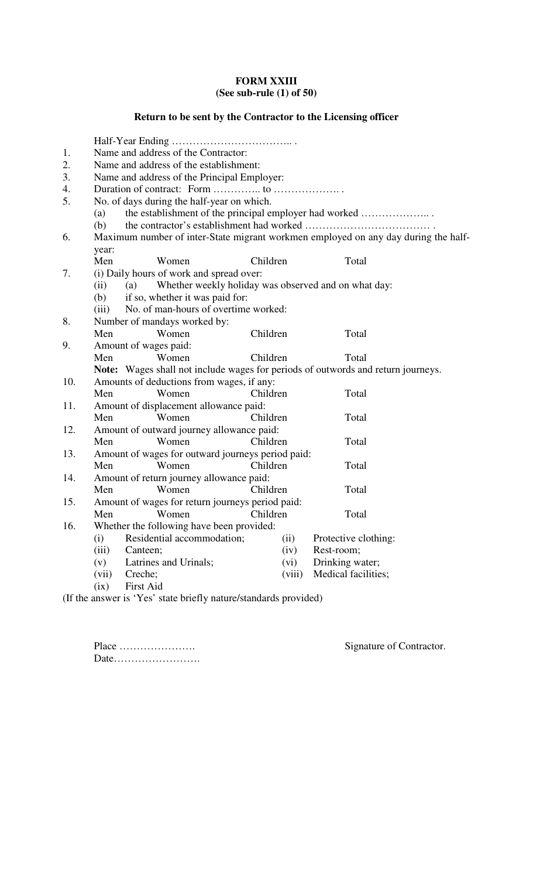**FORM XXIII**
**(See sub-rule (1) of 50)**

**Return to be sent by the Contractor to the Licensing officer**

Half-Year Ending …………………………….. .

1. Name and address of the Contractor:
2. Name and address of the establishment:
3. Name and address of the Principal Employer:
4. Duration of contract: Form ………….. to ………………. .
5. No. of days during the half-year on which.
   (a) the establishment of the principal employer had worked ……………….. .
   (b) the contractor's establishment had worked ……………………………… .
6. Maximum number of inter-State migrant workmen employed on any day during the half-year:
   Men Women Children Total
7. (i) Daily hours of work and spread over:
   (ii) (a) Whether weekly holiday was observed and on what day:
   (b) if so, whether it was paid for:
   (iii) No. of man-hours of overtime worked:
8. Number of mandays worked by:
   Men Women Children Total
9. Amount of wages paid:
   Men Women Children Total
   **Note:** Wages shall not include wages for periods of outwords and return journeys.
10. Amounts of deductions from wages, if any:
    Men Women Children Total
11. Amount of displacement allowance paid:
    Men Women Children Total
12. Amount of outward journey allowance paid:
    Men Women Children Total
13. Amount of wages for outward journeys period paid:
    Men Women Children Total
14. Amount of return journey allowance paid:
    Men Women Children Total
15. Amount of wages for return journeys period paid:
    Men Women Children Total
16. Whether the following have been provided:
    (i) Residential accommodation; (ii) Protective clothing:
    (iii) Canteen; (iv) Rest-room;
    (v) Latrines and Urinals; (vi) Drinking water;
    (vii) Creche; (viii) Medical facilities;
    (ix) First Aid

(If the answer is 'Yes' state briefly nature/standards provided)

Place ………………….

Date…………………….

Signature of Contractor.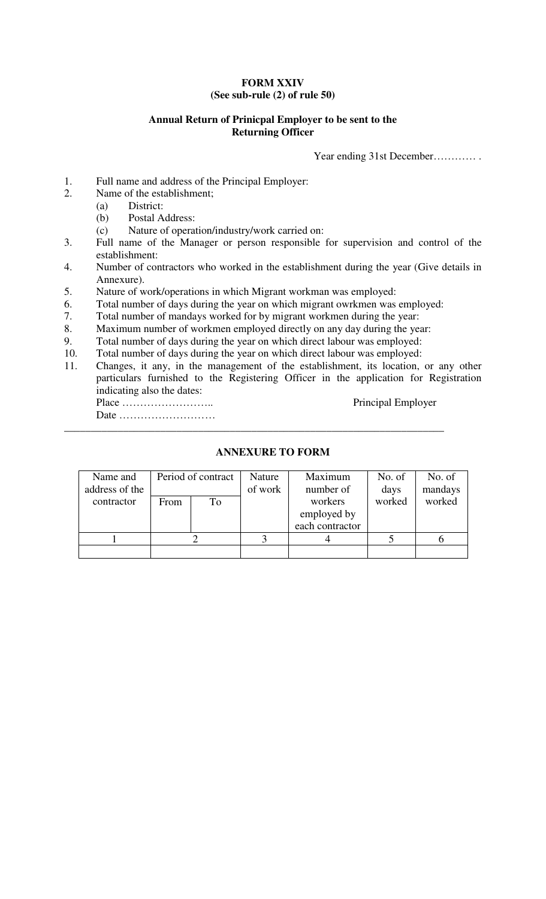**FORM XXIV**
**(See sub-rule (2) of rule 50)**

**Annual Return of Prinicpal Employer to be sent to the Returning Officer**

Year ending 31st December………… .

1. Full name and address of the Principal Employer:
2. Name of the establishment;
   (a) District:
   (b) Postal Address:
   (c) Nature of operation/industry/work carried on:
3. Full name of the Manager or person responsible for supervision and control of the establishment:
4. Number of contractors who worked in the establishment during the year (Give details in Annexure).
5. Nature of work/operations in which Migrant workman was employed:
6. Total number of days during the year on which migrant owrkmen was employed:
7. Total number of mandays worked for by migrant workmen during the year:
8. Maximum number of workmen employed directly on any day during the year:
9. Total number of days during the year on which direct labour was employed:
10. Total number of days during the year on which direct labour was employed:
11. Changes, it any, in the management of the establishment, its location, or any other particulars furnished to the Registering Officer in the application for Registration indicating also the dates:

Place ……………………..

Date ………………………

Principal Employer

---

**ANNEXURE TO FORM**

| Name and address of the contractor | Period of contract | | Nature of work | Maximum number of workers employed by each contractor | No. of days worked | No. of mandays worked |
|---|---|---|---|---|---|---|
| | From | To | | | | |
| 1 | 2 | | 3 | 4 | 5 | 6 |
| | | | | | | |